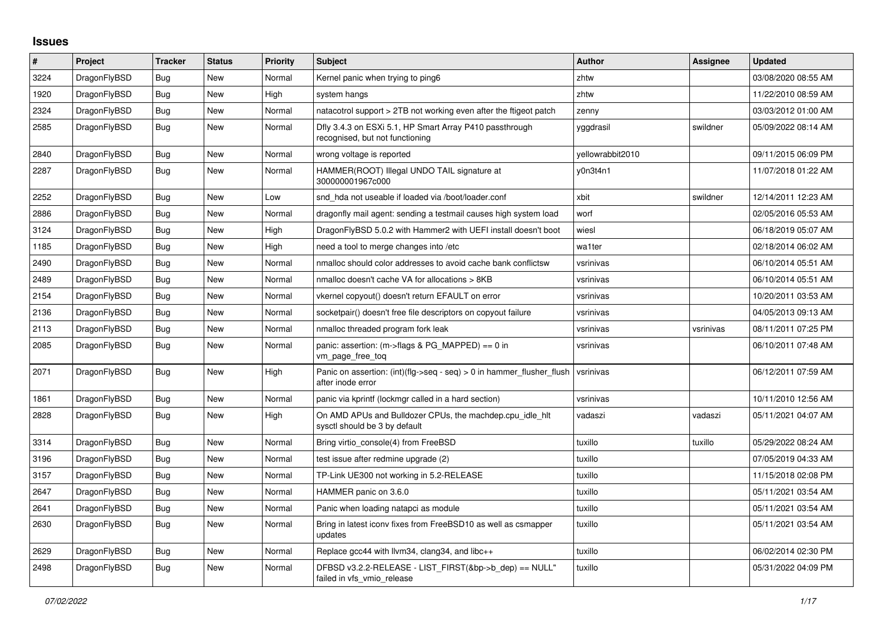## Issues

| # | Project | Tracker | Status | Priority | Subject | Author | Assignee | Updated |
|---|---|---|---|---|---|---|---|---|
| 3224 | DragonFlyBSD | Bug | New | Normal | Kernel panic when trying to ping6 | zhtw | | 03/08/2020 08:55 AM |
| 1920 | DragonFlyBSD | Bug | New | High | system hangs | zhtw | | 11/22/2010 08:59 AM |
| 2324 | DragonFlyBSD | Bug | New | Normal | natacotrol support > 2TB not working even after the ftigeot patch | zenny | | 03/03/2012 01:00 AM |
| 2585 | DragonFlyBSD | Bug | New | Normal | Dfly 3.4.3 on ESXi 5.1, HP Smart Array P410 passthrough recognised, but not functioning | yggdrasil | swildner | 05/09/2022 08:14 AM |
| 2840 | DragonFlyBSD | Bug | New | Normal | wrong voltage is reported | yellowrabbit2010 | | 09/11/2015 06:09 PM |
| 2287 | DragonFlyBSD | Bug | New | Normal | HAMMER(ROOT) Illegal UNDO TAIL signature at 300000001967c000 | y0n3t4n1 | | 11/07/2018 01:22 AM |
| 2252 | DragonFlyBSD | Bug | New | Low | snd_hda not useable if loaded via /boot/loader.conf | xbit | swildner | 12/14/2011 12:23 AM |
| 2886 | DragonFlyBSD | Bug | New | Normal | dragonfly mail agent: sending a testmail causes high system load | worf | | 02/05/2016 05:53 AM |
| 3124 | DragonFlyBSD | Bug | New | High | DragonFlyBSD 5.0.2 with Hammer2 with UEFI install doesn't boot | wiesl | | 06/18/2019 05:07 AM |
| 1185 | DragonFlyBSD | Bug | New | High | need a tool to merge changes into /etc | wa1ter | | 02/18/2014 06:02 AM |
| 2490 | DragonFlyBSD | Bug | New | Normal | nmalloc should color addresses to avoid cache bank conflictsw | vsrinivas | | 06/10/2014 05:51 AM |
| 2489 | DragonFlyBSD | Bug | New | Normal | nmalloc doesn't cache VA for allocations > 8KB | vsrinivas | | 06/10/2014 05:51 AM |
| 2154 | DragonFlyBSD | Bug | New | Normal | vkernel copyout() doesn't return EFAULT on error | vsrinivas | | 10/20/2011 03:53 AM |
| 2136 | DragonFlyBSD | Bug | New | Normal | socketpair() doesn't free file descriptors on copyout failure | vsrinivas | | 04/05/2013 09:13 AM |
| 2113 | DragonFlyBSD | Bug | New | Normal | nmalloc threaded program fork leak | vsrinivas | vsrinivas | 08/11/2011 07:25 PM |
| 2085 | DragonFlyBSD | Bug | New | Normal | panic: assertion: (m->flags & PG_MAPPED) == 0 in vm_page_free_toq | vsrinivas | | 06/10/2011 07:48 AM |
| 2071 | DragonFlyBSD | Bug | New | High | Panic on assertion: (int)(flg->seq - seq) > 0 in hammer_flusher_flush after inode error | vsrinivas | | 06/12/2011 07:59 AM |
| 1861 | DragonFlyBSD | Bug | New | Normal | panic via kprintf (lockmgr called in a hard section) | vsrinivas | | 10/11/2010 12:56 AM |
| 2828 | DragonFlyBSD | Bug | New | High | On AMD APUs and Bulldozer CPUs, the machdep.cpu_idle_hlt sysctl should be 3 by default | vadaszi | vadaszi | 05/11/2021 04:07 AM |
| 3314 | DragonFlyBSD | Bug | New | Normal | Bring virtio_console(4) from FreeBSD | tuxillo | tuxillo | 05/29/2022 08:24 AM |
| 3196 | DragonFlyBSD | Bug | New | Normal | test issue after redmine upgrade (2) | tuxillo | | 07/05/2019 04:33 AM |
| 3157 | DragonFlyBSD | Bug | New | Normal | TP-Link UE300 not working in 5.2-RELEASE | tuxillo | | 11/15/2018 02:08 PM |
| 2647 | DragonFlyBSD | Bug | New | Normal | HAMMER panic on 3.6.0 | tuxillo | | 05/11/2021 03:54 AM |
| 2641 | DragonFlyBSD | Bug | New | Normal | Panic when loading natapci as module | tuxillo | | 05/11/2021 03:54 AM |
| 2630 | DragonFlyBSD | Bug | New | Normal | Bring in latest iconv fixes from FreeBSD10 as well as csmapper updates | tuxillo | | 05/11/2021 03:54 AM |
| 2629 | DragonFlyBSD | Bug | New | Normal | Replace gcc44 with llvm34, clang34, and libc++ | tuxillo | | 06/02/2014 02:30 PM |
| 2498 | DragonFlyBSD | Bug | New | Normal | DFBSD v3.2.2-RELEASE - LIST_FIRST(&bp->b_dep) == NULL" failed in vfs_vmio_release | tuxillo | | 05/31/2022 04:09 PM |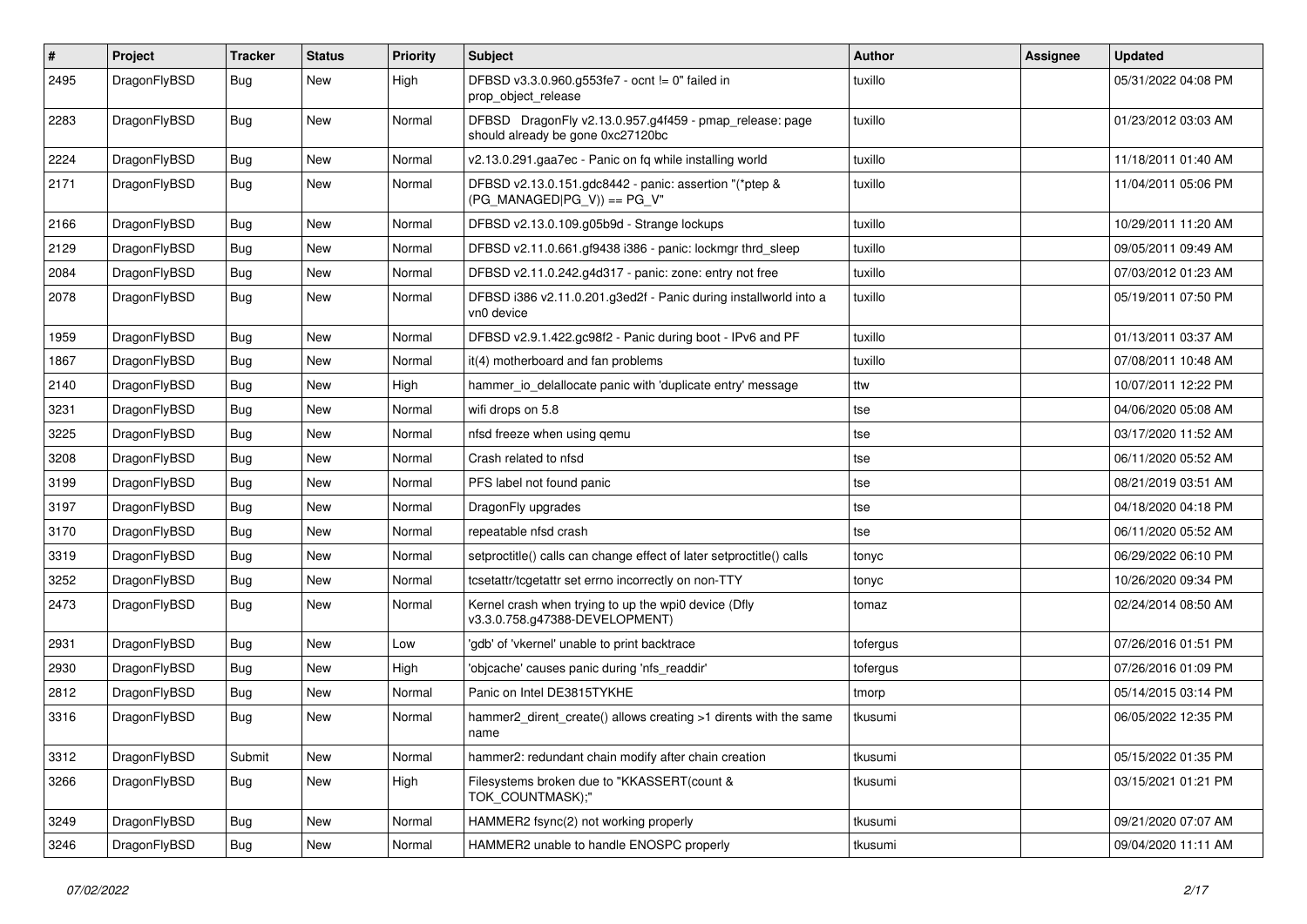| # | Project | Tracker | Status | Priority | Subject | Author | Assignee | Updated |
|---|---|---|---|---|---|---|---|---|
| 2495 | DragonFlyBSD | Bug | New | High | DFBSD v3.3.0.960.g553fe7 - ocnt != 0" failed in prop_object_release | tuxillo | | 05/31/2022 04:08 PM |
| 2283 | DragonFlyBSD | Bug | New | Normal | DFBSD DragonFly v2.13.0.957.g4f459 - pmap_release: page should already be gone 0xc27120bc | tuxillo | | 01/23/2012 03:03 AM |
| 2224 | DragonFlyBSD | Bug | New | Normal | v2.13.0.291.gaa7ec - Panic on fq while installing world | tuxillo | | 11/18/2011 01:40 AM |
| 2171 | DragonFlyBSD | Bug | New | Normal | DFBSD v2.13.0.151.gdc8442 - panic: assertion "(*ptep & (PG_MANAGED\|PG_V)) == PG_V" | tuxillo | | 11/04/2011 05:06 PM |
| 2166 | DragonFlyBSD | Bug | New | Normal | DFBSD v2.13.0.109.g05b9d - Strange lockups | tuxillo | | 10/29/2011 11:20 AM |
| 2129 | DragonFlyBSD | Bug | New | Normal | DFBSD v2.11.0.661.gf9438 i386 - panic: lockmgr thrd_sleep | tuxillo | | 09/05/2011 09:49 AM |
| 2084 | DragonFlyBSD | Bug | New | Normal | DFBSD v2.11.0.242.g4d317 - panic: zone: entry not free | tuxillo | | 07/03/2012 01:23 AM |
| 2078 | DragonFlyBSD | Bug | New | Normal | DFBSD i386 v2.11.0.201.g3ed2f - Panic during installworld into a vn0 device | tuxillo | | 05/19/2011 07:50 PM |
| 1959 | DragonFlyBSD | Bug | New | Normal | DFBSD v2.9.1.422.gc98f2 - Panic during boot - IPv6 and PF | tuxillo | | 01/13/2011 03:37 AM |
| 1867 | DragonFlyBSD | Bug | New | Normal | it(4) motherboard and fan problems | tuxillo | | 07/08/2011 10:48 AM |
| 2140 | DragonFlyBSD | Bug | New | High | hammer_io_delallocate panic with 'duplicate entry' message | ttw | | 10/07/2011 12:22 PM |
| 3231 | DragonFlyBSD | Bug | New | Normal | wifi drops on 5.8 | tse | | 04/06/2020 05:08 AM |
| 3225 | DragonFlyBSD | Bug | New | Normal | nfsd freeze when using qemu | tse | | 03/17/2020 11:52 AM |
| 3208 | DragonFlyBSD | Bug | New | Normal | Crash related to nfsd | tse | | 06/11/2020 05:52 AM |
| 3199 | DragonFlyBSD | Bug | New | Normal | PFS label not found panic | tse | | 08/21/2019 03:51 AM |
| 3197 | DragonFlyBSD | Bug | New | Normal | DragonFly upgrades | tse | | 04/18/2020 04:18 PM |
| 3170 | DragonFlyBSD | Bug | New | Normal | repeatable nfsd crash | tse | | 06/11/2020 05:52 AM |
| 3319 | DragonFlyBSD | Bug | New | Normal | setproctitle() calls can change effect of later setproctitle() calls | tonyc | | 06/29/2022 06:10 PM |
| 3252 | DragonFlyBSD | Bug | New | Normal | tcsetattr/tcgetattr set errno incorrectly on non-TTY | tonyc | | 10/26/2020 09:34 PM |
| 2473 | DragonFlyBSD | Bug | New | Normal | Kernel crash when trying to up the wpi0 device (Dfly v3.3.0.758.g47388-DEVELOPMENT) | tomaz | | 02/24/2014 08:50 AM |
| 2931 | DragonFlyBSD | Bug | New | Low | 'gdb' of 'vkernel' unable to print backtrace | tofergus | | 07/26/2016 01:51 PM |
| 2930 | DragonFlyBSD | Bug | New | High | 'objcache' causes panic during 'nfs_readdir' | tofergus | | 07/26/2016 01:09 PM |
| 2812 | DragonFlyBSD | Bug | New | Normal | Panic on Intel DE3815TYKHE | tmorp | | 05/14/2015 03:14 PM |
| 3316 | DragonFlyBSD | Bug | New | Normal | hammer2_dirent_create() allows creating >1 dirents with the same name | tkusumi | | 06/05/2022 12:35 PM |
| 3312 | DragonFlyBSD | Submit | New | Normal | hammer2: redundant chain modify after chain creation | tkusumi | | 05/15/2022 01:35 PM |
| 3266 | DragonFlyBSD | Bug | New | High | Filesystems broken due to "KKASSERT(count & TOK_COUNTMASK);" | tkusumi | | 03/15/2021 01:21 PM |
| 3249 | DragonFlyBSD | Bug | New | Normal | HAMMER2 fsync(2) not working properly | tkusumi | | 09/21/2020 07:07 AM |
| 3246 | DragonFlyBSD | Bug | New | Normal | HAMMER2 unable to handle ENOSPC properly | tkusumi | | 09/04/2020 11:11 AM |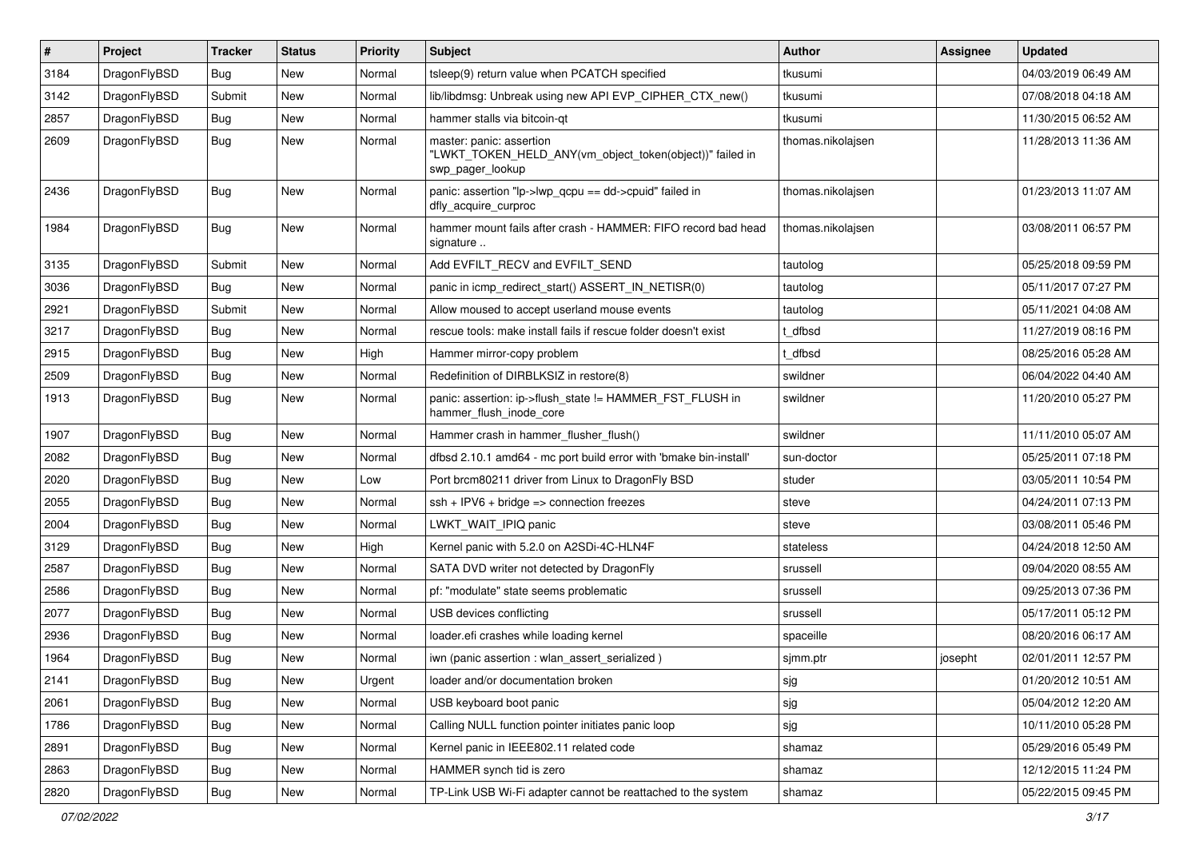| # | Project | Tracker | Status | Priority | Subject | Author | Assignee | Updated |
|---|---|---|---|---|---|---|---|---|
| 3184 | DragonFlyBSD | Bug | New | Normal | tsleep(9) return value when PCATCH specified | tkusumi | | 04/03/2019 06:49 AM |
| 3142 | DragonFlyBSD | Submit | New | Normal | lib/libdmsg: Unbreak using new API EVP_CIPHER_CTX_new() | tkusumi | | 07/08/2018 04:18 AM |
| 2857 | DragonFlyBSD | Bug | New | Normal | hammer stalls via bitcoin-qt | tkusumi | | 11/30/2015 06:52 AM |
| 2609 | DragonFlyBSD | Bug | New | Normal | master: panic: assertion "LWKT_TOKEN_HELD_ANY(vm_object_token(object))" failed in swp_pager_lookup | thomas.nikolajsen | | 11/28/2013 11:36 AM |
| 2436 | DragonFlyBSD | Bug | New | Normal | panic: assertion "lp->lwp_qcpu == dd->cpuid" failed in dfly_acquire_curproc | thomas.nikolajsen | | 01/23/2013 11:07 AM |
| 1984 | DragonFlyBSD | Bug | New | Normal | hammer mount fails after crash - HAMMER: FIFO record bad head signature .. | thomas.nikolajsen | | 03/08/2011 06:57 PM |
| 3135 | DragonFlyBSD | Submit | New | Normal | Add EVFILT_RECV and EVFILT_SEND | tautolog | | 05/25/2018 09:59 PM |
| 3036 | DragonFlyBSD | Bug | New | Normal | panic in icmp_redirect_start() ASSERT_IN_NETISR(0) | tautolog | | 05/11/2017 07:27 PM |
| 2921 | DragonFlyBSD | Submit | New | Normal | Allow moused to accept userland mouse events | tautolog | | 05/11/2021 04:08 AM |
| 3217 | DragonFlyBSD | Bug | New | Normal | rescue tools: make install fails if rescue folder doesn't exist | t_dfbsd | | 11/27/2019 08:16 PM |
| 2915 | DragonFlyBSD | Bug | New | High | Hammer mirror-copy problem | t_dfbsd | | 08/25/2016 05:28 AM |
| 2509 | DragonFlyBSD | Bug | New | Normal | Redefinition of DIRBLKSIZ in restore(8) | swildner | | 06/04/2022 04:40 AM |
| 1913 | DragonFlyBSD | Bug | New | Normal | panic: assertion: ip->flush_state != HAMMER_FST_FLUSH in hammer_flush_inode_core | swildner | | 11/20/2010 05:27 PM |
| 1907 | DragonFlyBSD | Bug | New | Normal | Hammer crash in hammer_flusher_flush() | swildner | | 11/11/2010 05:07 AM |
| 2082 | DragonFlyBSD | Bug | New | Normal | dfbsd 2.10.1 amd64 - mc port build error with 'bmake bin-install' | sun-doctor | | 05/25/2011 07:18 PM |
| 2020 | DragonFlyBSD | Bug | New | Low | Port brcm80211 driver from Linux to DragonFly BSD | studer | | 03/05/2011 10:54 PM |
| 2055 | DragonFlyBSD | Bug | New | Normal | ssh + IPV6 + bridge => connection freezes | steve | | 04/24/2011 07:13 PM |
| 2004 | DragonFlyBSD | Bug | New | Normal | LWKT_WAIT_IPIQ panic | steve | | 03/08/2011 05:46 PM |
| 3129 | DragonFlyBSD | Bug | New | High | Kernel panic with 5.2.0 on A2SDi-4C-HLN4F | stateless | | 04/24/2018 12:50 AM |
| 2587 | DragonFlyBSD | Bug | New | Normal | SATA DVD writer not detected by DragonFly | srussell | | 09/04/2020 08:55 AM |
| 2586 | DragonFlyBSD | Bug | New | Normal | pf: "modulate" state seems problematic | srussell | | 09/25/2013 07:36 PM |
| 2077 | DragonFlyBSD | Bug | New | Normal | USB devices conflicting | srussell | | 05/17/2011 05:12 PM |
| 2936 | DragonFlyBSD | Bug | New | Normal | loader.efi crashes while loading kernel | spaceille | | 08/20/2016 06:17 AM |
| 1964 | DragonFlyBSD | Bug | New | Normal | iwn (panic assertion : wlan_assert_serialized ) | sjmm.ptr | josepht | 02/01/2011 12:57 PM |
| 2141 | DragonFlyBSD | Bug | New | Urgent | loader and/or documentation broken | sjg | | 01/20/2012 10:51 AM |
| 2061 | DragonFlyBSD | Bug | New | Normal | USB keyboard boot panic | sjg | | 05/04/2012 12:20 AM |
| 1786 | DragonFlyBSD | Bug | New | Normal | Calling NULL function pointer initiates panic loop | sjg | | 10/11/2010 05:28 PM |
| 2891 | DragonFlyBSD | Bug | New | Normal | Kernel panic in IEEE802.11 related code | shamaz | | 05/29/2016 05:49 PM |
| 2863 | DragonFlyBSD | Bug | New | Normal | HAMMER synch tid is zero | shamaz | | 12/12/2015 11:24 PM |
| 2820 | DragonFlyBSD | Bug | New | Normal | TP-Link USB Wi-Fi adapter cannot be reattached to the system | shamaz | | 05/22/2015 09:45 PM |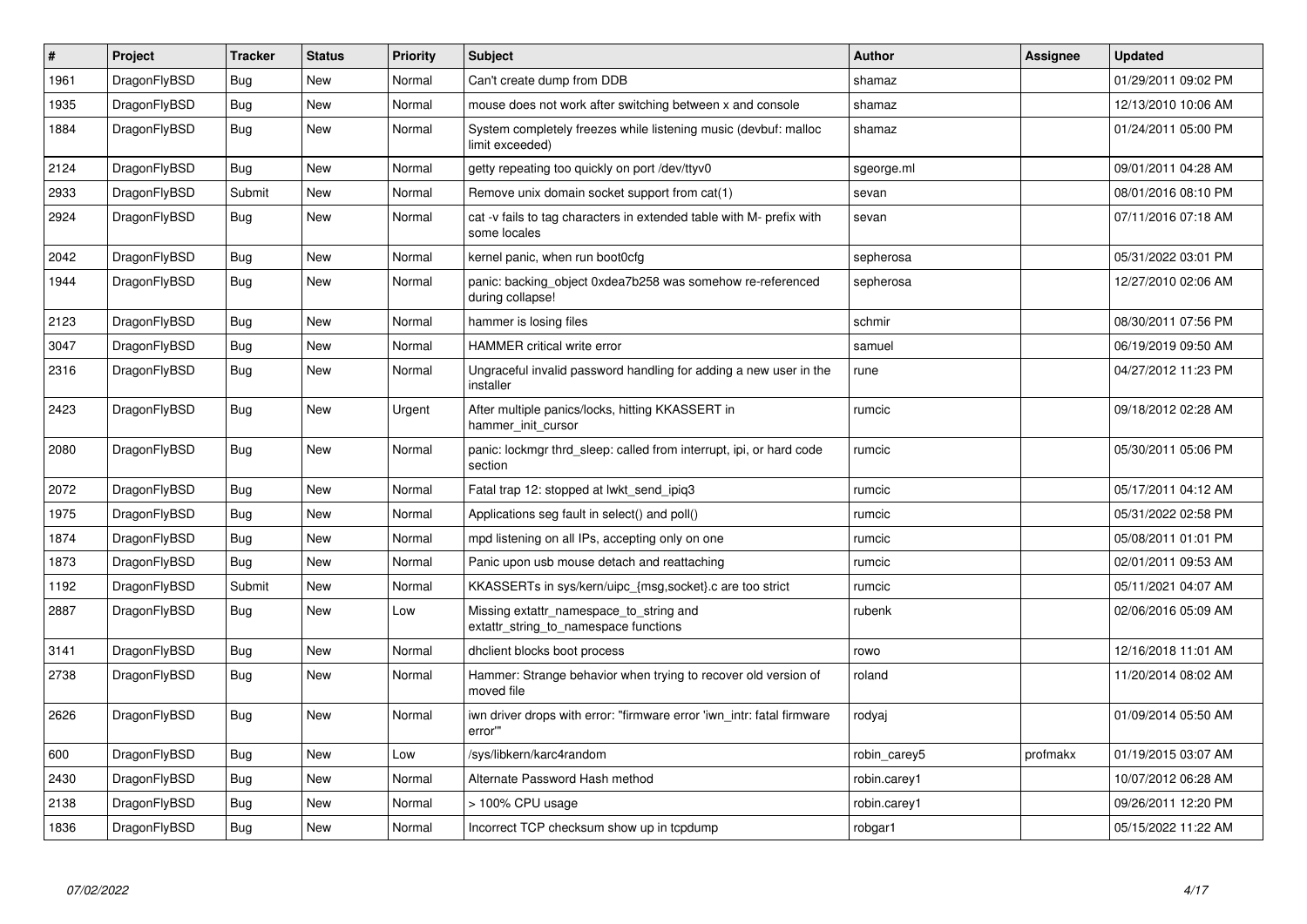| # | Project | Tracker | Status | Priority | Subject | Author | Assignee | Updated |
|---|---|---|---|---|---|---|---|---|
| 1961 | DragonFlyBSD | Bug | New | Normal | Can't create dump from DDB | shamaz | | 01/29/2011 09:02 PM |
| 1935 | DragonFlyBSD | Bug | New | Normal | mouse does not work after switching between x and console | shamaz | | 12/13/2010 10:06 AM |
| 1884 | DragonFlyBSD | Bug | New | Normal | System completely freezes while listening music (devbuf: malloc limit exceeded) | shamaz | | 01/24/2011 05:00 PM |
| 2124 | DragonFlyBSD | Bug | New | Normal | getty repeating too quickly on port /dev/ttyv0 | sgeorge.ml | | 09/01/2011 04:28 AM |
| 2933 | DragonFlyBSD | Submit | New | Normal | Remove unix domain socket support from cat(1) | sevan | | 08/01/2016 08:10 PM |
| 2924 | DragonFlyBSD | Bug | New | Normal | cat -v fails to tag characters in extended table with M- prefix with some locales | sevan | | 07/11/2016 07:18 AM |
| 2042 | DragonFlyBSD | Bug | New | Normal | kernel panic, when run boot0cfg | sepherosa | | 05/31/2022 03:01 PM |
| 1944 | DragonFlyBSD | Bug | New | Normal | panic: backing_object 0xdea7b258 was somehow re-referenced during collapse! | sepherosa | | 12/27/2010 02:06 AM |
| 2123 | DragonFlyBSD | Bug | New | Normal | hammer is losing files | schmir | | 08/30/2011 07:56 PM |
| 3047 | DragonFlyBSD | Bug | New | Normal | HAMMER critical write error | samuel | | 06/19/2019 09:50 AM |
| 2316 | DragonFlyBSD | Bug | New | Normal | Ungraceful invalid password handling for adding a new user in the installer | rune | | 04/27/2012 11:23 PM |
| 2423 | DragonFlyBSD | Bug | New | Urgent | After multiple panics/locks, hitting KKASSERT in hammer_init_cursor | rumcic | | 09/18/2012 02:28 AM |
| 2080 | DragonFlyBSD | Bug | New | Normal | panic: lockmgr thrd_sleep: called from interrupt, ipi, or hard code section | rumcic | | 05/30/2011 05:06 PM |
| 2072 | DragonFlyBSD | Bug | New | Normal | Fatal trap 12: stopped at lwkt_send_ipiq3 | rumcic | | 05/17/2011 04:12 AM |
| 1975 | DragonFlyBSD | Bug | New | Normal | Applications seg fault in select() and poll() | rumcic | | 05/31/2022 02:58 PM |
| 1874 | DragonFlyBSD | Bug | New | Normal | mpd listening on all IPs, accepting only on one | rumcic | | 05/08/2011 01:01 PM |
| 1873 | DragonFlyBSD | Bug | New | Normal | Panic upon usb mouse detach and reattaching | rumcic | | 02/01/2011 09:53 AM |
| 1192 | DragonFlyBSD | Submit | New | Normal | KKASSERTs in sys/kern/uipc_{msg,socket}.c are too strict | rumcic | | 05/11/2021 04:07 AM |
| 2887 | DragonFlyBSD | Bug | New | Low | Missing extattr_namespace_to_string and extattr_string_to_namespace functions | rubenk | | 02/06/2016 05:09 AM |
| 3141 | DragonFlyBSD | Bug | New | Normal | dhclient blocks boot process | rowo | | 12/16/2018 11:01 AM |
| 2738 | DragonFlyBSD | Bug | New | Normal | Hammer: Strange behavior when trying to recover old version of moved file | roland | | 11/20/2014 08:02 AM |
| 2626 | DragonFlyBSD | Bug | New | Normal | iwn driver drops with error: "firmware error 'iwn_intr: fatal firmware error'" | rodyaj | | 01/09/2014 05:50 AM |
| 600 | DragonFlyBSD | Bug | New | Low | /sys/libkern/karc4random | robin_carey5 | profmakx | 01/19/2015 03:07 AM |
| 2430 | DragonFlyBSD | Bug | New | Normal | Alternate Password Hash method | robin.carey1 | | 10/07/2012 06:28 AM |
| 2138 | DragonFlyBSD | Bug | New | Normal | > 100% CPU usage | robin.carey1 | | 09/26/2011 12:20 PM |
| 1836 | DragonFlyBSD | Bug | New | Normal | Incorrect TCP checksum show up in tcpdump | robgar1 | | 05/15/2022 11:22 AM |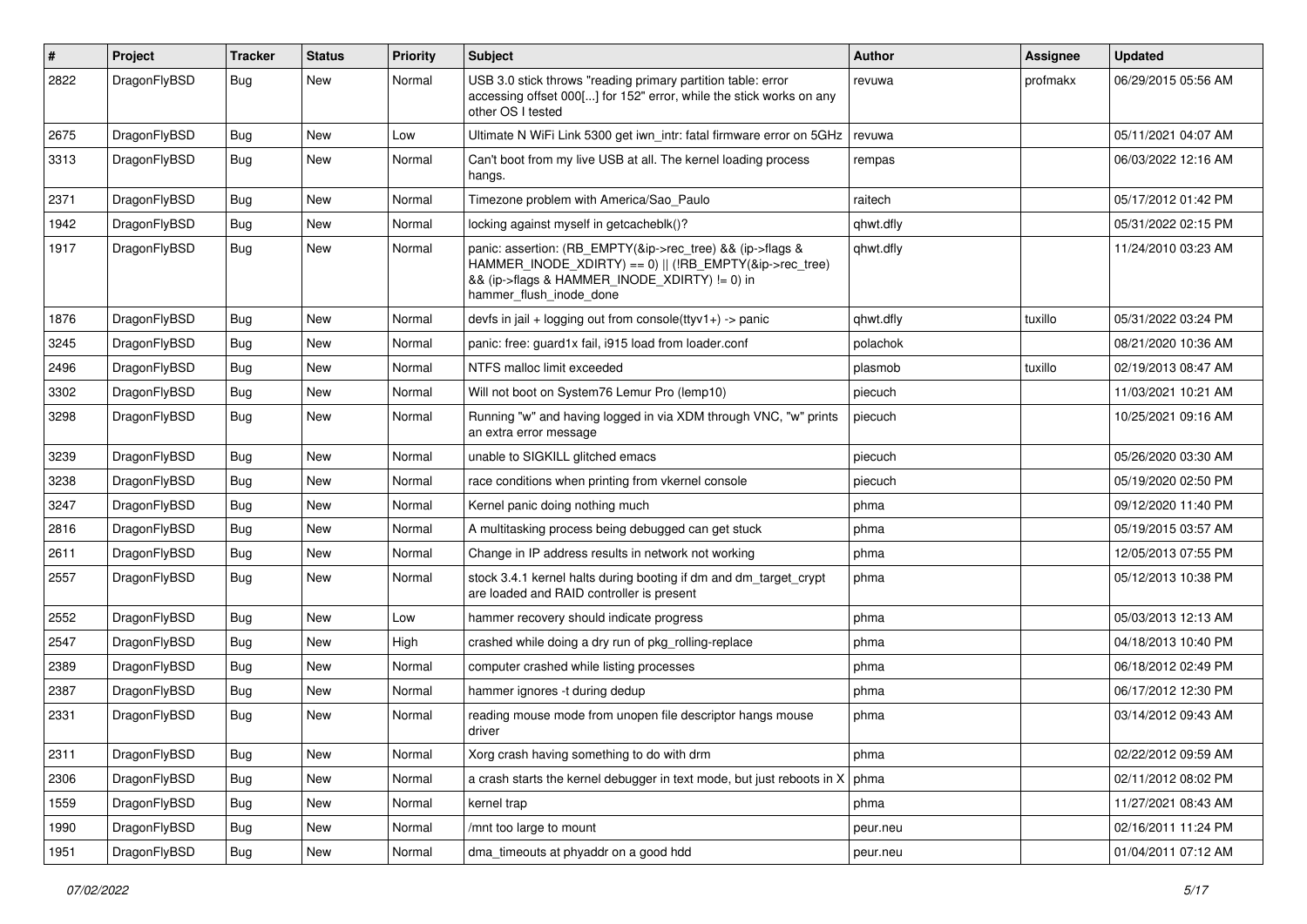| # | Project | Tracker | Status | Priority | Subject | Author | Assignee | Updated |
|---|---|---|---|---|---|---|---|---|
| 2822 | DragonFlyBSD | Bug | New | Normal | USB 3.0 stick throws "reading primary partition table: error accessing offset 000[...] for 152" error, while the stick works on any other OS I tested | revuwa | profmakx | 06/29/2015 05:56 AM |
| 2675 | DragonFlyBSD | Bug | New | Low | Ultimate N WiFi Link 5300 get iwn_intr: fatal firmware error on 5GHz | revuwa | | 05/11/2021 04:07 AM |
| 3313 | DragonFlyBSD | Bug | New | Normal | Can't boot from my live USB at all. The kernel loading process hangs. | rempas | | 06/03/2022 12:16 AM |
| 2371 | DragonFlyBSD | Bug | New | Normal | Timezone problem with America/Sao_Paulo | raitech | | 05/17/2012 01:42 PM |
| 1942 | DragonFlyBSD | Bug | New | Normal | locking against myself in getcacheblk()? | qhwt.dfly | | 05/31/2022 02:15 PM |
| 1917 | DragonFlyBSD | Bug | New | Normal | panic: assertion: (RB_EMPTY(&ip->rec_tree) && (ip->flags & HAMMER_INODE_XDIRTY) == 0) \|\| (!RB_EMPTY(&ip->rec_tree) && (ip->flags & HAMMER_INODE_XDIRTY) != 0) in hammer_flush_inode_done | qhwt.dfly | | 11/24/2010 03:23 AM |
| 1876 | DragonFlyBSD | Bug | New | Normal | devfs in jail + logging out from console(ttyv1+) -> panic | qhwt.dfly | tuxillo | 05/31/2022 03:24 PM |
| 3245 | DragonFlyBSD | Bug | New | Normal | panic: free: guard1x fail, i915 load from loader.conf | polachok | | 08/21/2020 10:36 AM |
| 2496 | DragonFlyBSD | Bug | New | Normal | NTFS malloc limit exceeded | plasmob | tuxillo | 02/19/2013 08:47 AM |
| 3302 | DragonFlyBSD | Bug | New | Normal | Will not boot on System76 Lemur Pro (lemp10) | piecuch | | 11/03/2021 10:21 AM |
| 3298 | DragonFlyBSD | Bug | New | Normal | Running "w" and having logged in via XDM through VNC, "w" prints an extra error message | piecuch | | 10/25/2021 09:16 AM |
| 3239 | DragonFlyBSD | Bug | New | Normal | unable to SIGKILL glitched emacs | piecuch | | 05/26/2020 03:30 AM |
| 3238 | DragonFlyBSD | Bug | New | Normal | race conditions when printing from vkernel console | piecuch | | 05/19/2020 02:50 PM |
| 3247 | DragonFlyBSD | Bug | New | Normal | Kernel panic doing nothing much | phma | | 09/12/2020 11:40 PM |
| 2816 | DragonFlyBSD | Bug | New | Normal | A multitasking process being debugged can get stuck | phma | | 05/19/2015 03:57 AM |
| 2611 | DragonFlyBSD | Bug | New | Normal | Change in IP address results in network not working | phma | | 12/05/2013 07:55 PM |
| 2557 | DragonFlyBSD | Bug | New | Normal | stock 3.4.1 kernel halts during booting if dm and dm_target_crypt are loaded and RAID controller is present | phma | | 05/12/2013 10:38 PM |
| 2552 | DragonFlyBSD | Bug | New | Low | hammer recovery should indicate progress | phma | | 05/03/2013 12:13 AM |
| 2547 | DragonFlyBSD | Bug | New | High | crashed while doing a dry run of pkg_rolling-replace | phma | | 04/18/2013 10:40 PM |
| 2389 | DragonFlyBSD | Bug | New | Normal | computer crashed while listing processes | phma | | 06/18/2012 02:49 PM |
| 2387 | DragonFlyBSD | Bug | New | Normal | hammer ignores -t during dedup | phma | | 06/17/2012 12:30 PM |
| 2331 | DragonFlyBSD | Bug | New | Normal | reading mouse mode from unopen file descriptor hangs mouse driver | phma | | 03/14/2012 09:43 AM |
| 2311 | DragonFlyBSD | Bug | New | Normal | Xorg crash having something to do with drm | phma | | 02/22/2012 09:59 AM |
| 2306 | DragonFlyBSD | Bug | New | Normal | a crash starts the kernel debugger in text mode, but just reboots in X | phma | | 02/11/2012 08:02 PM |
| 1559 | DragonFlyBSD | Bug | New | Normal | kernel trap | phma | | 11/27/2021 08:43 AM |
| 1990 | DragonFlyBSD | Bug | New | Normal | /mnt too large to mount | peur.neu | | 02/16/2011 11:24 PM |
| 1951 | DragonFlyBSD | Bug | New | Normal | dma_timeouts at phyaddr on a good hdd | peur.neu | | 01/04/2011 07:12 AM |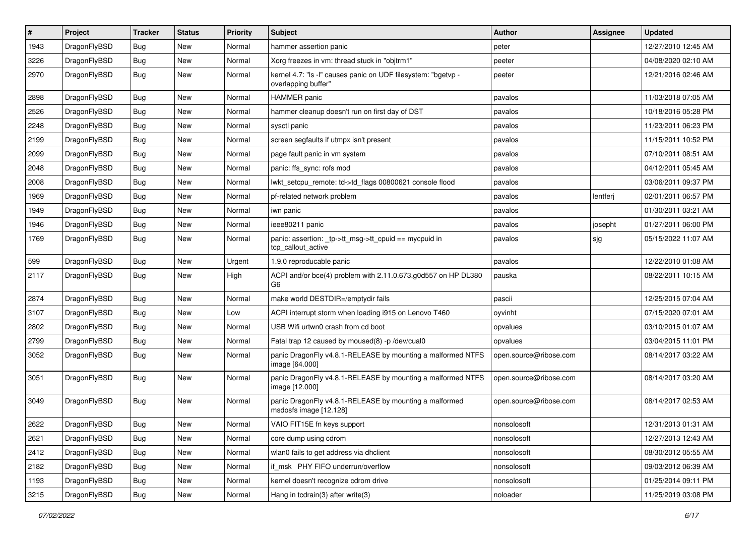| # | Project | Tracker | Status | Priority | Subject | Author | Assignee | Updated |
|---|---|---|---|---|---|---|---|---|
| 1943 | DragonFlyBSD | Bug | New | Normal | hammer assertion panic | peter | | 12/27/2010 12:45 AM |
| 3226 | DragonFlyBSD | Bug | New | Normal | Xorg freezes in vm: thread stuck in "objtrm1" | peeter | | 04/08/2020 02:10 AM |
| 2970 | DragonFlyBSD | Bug | New | Normal | kernel 4.7: "ls -l" causes panic on UDF filesystem: "bgetvp - overlapping buffer" | peeter | | 12/21/2016 02:46 AM |
| 2898 | DragonFlyBSD | Bug | New | Normal | HAMMER panic | pavalos | | 11/03/2018 07:05 AM |
| 2526 | DragonFlyBSD | Bug | New | Normal | hammer cleanup doesn't run on first day of DST | pavalos | | 10/18/2016 05:28 PM |
| 2248 | DragonFlyBSD | Bug | New | Normal | sysctl panic | pavalos | | 11/23/2011 06:23 PM |
| 2199 | DragonFlyBSD | Bug | New | Normal | screen segfaults if utmpx isn't present | pavalos | | 11/15/2011 10:52 PM |
| 2099 | DragonFlyBSD | Bug | New | Normal | page fault panic in vm system | pavalos | | 07/10/2011 08:51 AM |
| 2048 | DragonFlyBSD | Bug | New | Normal | panic: ffs_sync: rofs mod | pavalos | | 04/12/2011 05:45 AM |
| 2008 | DragonFlyBSD | Bug | New | Normal | lwkt_setcpu_remote: td->td_flags 00800621 console flood | pavalos | | 03/06/2011 09:37 PM |
| 1969 | DragonFlyBSD | Bug | New | Normal | pf-related network problem | pavalos | lentferj | 02/01/2011 06:57 PM |
| 1949 | DragonFlyBSD | Bug | New | Normal | iwn panic | pavalos | | 01/30/2011 03:21 AM |
| 1946 | DragonFlyBSD | Bug | New | Normal | ieee80211 panic | pavalos | josepht | 01/27/2011 06:00 PM |
| 1769 | DragonFlyBSD | Bug | New | Normal | panic: assertion: _tp->tt_msg->tt_cpuid == mycpuid in tcp_callout_active | pavalos | sjg | 05/15/2022 11:07 AM |
| 599 | DragonFlyBSD | Bug | New | Urgent | 1.9.0 reproducable panic | pavalos | | 12/22/2010 01:08 AM |
| 2117 | DragonFlyBSD | Bug | New | High | ACPI and/or bce(4) problem with 2.11.0.673.g0d557 on HP DL380 G6 | pauska | | 08/22/2011 10:15 AM |
| 2874 | DragonFlyBSD | Bug | New | Normal | make world DESTDIR=/emptydir fails | pascii | | 12/25/2015 07:04 AM |
| 3107 | DragonFlyBSD | Bug | New | Low | ACPI interrupt storm when loading i915 on Lenovo T460 | oyvinht | | 07/15/2020 07:01 AM |
| 2802 | DragonFlyBSD | Bug | New | Normal | USB Wifi urtwn0 crash from cd boot | opvalues | | 03/10/2015 01:07 AM |
| 2799 | DragonFlyBSD | Bug | New | Normal | Fatal trap 12 caused by moused(8) -p /dev/cual0 | opvalues | | 03/04/2015 11:01 PM |
| 3052 | DragonFlyBSD | Bug | New | Normal | panic DragonFly v4.8.1-RELEASE by mounting a malformed NTFS image [64.000] | open.source@ribose.com | | 08/14/2017 03:22 AM |
| 3051 | DragonFlyBSD | Bug | New | Normal | panic DragonFly v4.8.1-RELEASE by mounting a malformed NTFS image [12.000] | open.source@ribose.com | | 08/14/2017 03:20 AM |
| 3049 | DragonFlyBSD | Bug | New | Normal | panic DragonFly v4.8.1-RELEASE by mounting a malformed msdosfs image [12.128] | open.source@ribose.com | | 08/14/2017 02:53 AM |
| 2622 | DragonFlyBSD | Bug | New | Normal | VAIO FIT15E fn keys support | nonsolosoft | | 12/31/2013 01:31 AM |
| 2621 | DragonFlyBSD | Bug | New | Normal | core dump using cdrom | nonsolosoft | | 12/27/2013 12:43 AM |
| 2412 | DragonFlyBSD | Bug | New | Normal | wlan0 fails to get address via dhclient | nonsolosoft | | 08/30/2012 05:55 AM |
| 2182 | DragonFlyBSD | Bug | New | Normal | if_msk PHY FIFO underrun/overflow | nonsolosoft | | 09/03/2012 06:39 AM |
| 1193 | DragonFlyBSD | Bug | New | Normal | kernel doesn't recognize cdrom drive | nonsolosoft | | 01/25/2014 09:11 PM |
| 3215 | DragonFlyBSD | Bug | New | Normal | Hang in tcdrain(3) after write(3) | noloader | | 11/25/2019 03:08 PM |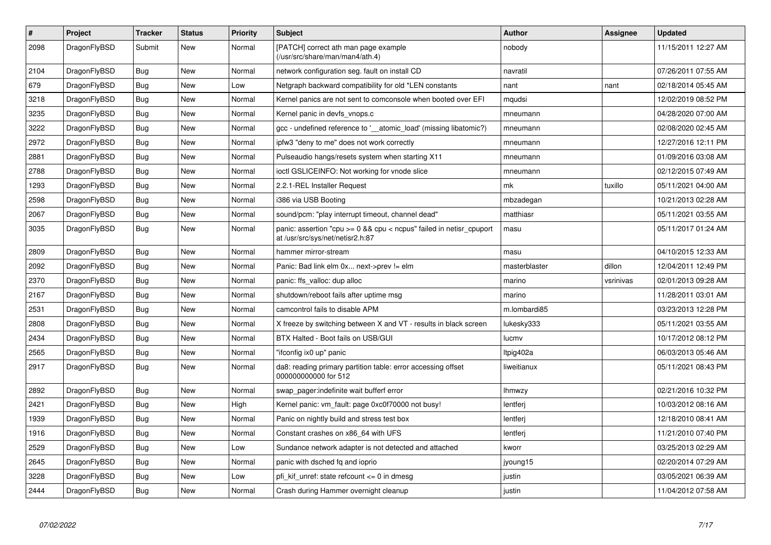| # | Project | Tracker | Status | Priority | Subject | Author | Assignee | Updated |
|---|---|---|---|---|---|---|---|---|
| 2098 | DragonFlyBSD | Submit | New | Normal | [PATCH] correct ath man page example (/usr/src/share/man/man4/ath.4) | nobody | | 11/15/2011 12:27 AM |
| 2104 | DragonFlyBSD | Bug | New | Normal | network configuration seg. fault on install CD | navratil | | 07/26/2011 07:55 AM |
| 679 | DragonFlyBSD | Bug | New | Low | Netgraph backward compatibility for old *LEN constants | nant | nant | 02/18/2014 05:45 AM |
| 3218 | DragonFlyBSD | Bug | New | Normal | Kernel panics are not sent to comconsole when booted over EFI | mqudsi | | 12/02/2019 08:52 PM |
| 3235 | DragonFlyBSD | Bug | New | Normal | Kernel panic in devfs_vnops.c | mneumann | | 04/28/2020 07:00 AM |
| 3222 | DragonFlyBSD | Bug | New | Normal | gcc - undefined reference to '__atomic_load' (missing libatomic?) | mneumann | | 02/08/2020 02:45 AM |
| 2972 | DragonFlyBSD | Bug | New | Normal | ipfw3 "deny to me" does not work correctly | mneumann | | 12/27/2016 12:11 PM |
| 2881 | DragonFlyBSD | Bug | New | Normal | Pulseaudio hangs/resets system when starting X11 | mneumann | | 01/09/2016 03:08 AM |
| 2788 | DragonFlyBSD | Bug | New | Normal | ioctl GSLICEINFO: Not working for vnode slice | mneumann | | 02/12/2015 07:49 AM |
| 1293 | DragonFlyBSD | Bug | New | Normal | 2.2.1-REL Installer Request | mk | tuxillo | 05/11/2021 04:00 AM |
| 2598 | DragonFlyBSD | Bug | New | Normal | i386 via USB Booting | mbzadegan | | 10/21/2013 02:28 AM |
| 2067 | DragonFlyBSD | Bug | New | Normal | sound/pcm: "play interrupt timeout, channel dead" | matthiasr | | 05/11/2021 03:55 AM |
| 3035 | DragonFlyBSD | Bug | New | Normal | panic: assertion "cpu >= 0 && cpu < ncpus" failed in netisr_cpuport at /usr/src/sys/net/netisr2.h:87 | masu | | 05/11/2017 01:24 AM |
| 2809 | DragonFlyBSD | Bug | New | Normal | hammer mirror-stream | masu | | 04/10/2015 12:33 AM |
| 2092 | DragonFlyBSD | Bug | New | Normal | Panic: Bad link elm 0x... next->prev != elm | masterblaster | dillon | 12/04/2011 12:49 PM |
| 2370 | DragonFlyBSD | Bug | New | Normal | panic: ffs_valloc: dup alloc | marino | vsrinivas | 02/01/2013 09:28 AM |
| 2167 | DragonFlyBSD | Bug | New | Normal | shutdown/reboot fails after uptime msg | marino | | 11/28/2011 03:01 AM |
| 2531 | DragonFlyBSD | Bug | New | Normal | camcontrol fails to disable APM | m.lombardi85 | | 03/23/2013 12:28 PM |
| 2808 | DragonFlyBSD | Bug | New | Normal | X freeze by switching between X and VT - results in black screen | lukesky333 | | 05/11/2021 03:55 AM |
| 2434 | DragonFlyBSD | Bug | New | Normal | BTX Halted - Boot fails on USB/GUI | lucmv | | 10/17/2012 08:12 PM |
| 2565 | DragonFlyBSD | Bug | New | Normal | "ifconfig ix0 up" panic | ltpig402a | | 06/03/2013 05:46 AM |
| 2917 | DragonFlyBSD | Bug | New | Normal | da8: reading primary partition table: error accessing offset 000000000000 for 512 | liweitianux | | 05/11/2021 08:43 PM |
| 2892 | DragonFlyBSD | Bug | New | Normal | swap_pager:indefinite wait bufferf error | lhmwzy | | 02/21/2016 10:32 PM |
| 2421 | DragonFlyBSD | Bug | New | High | Kernel panic: vm_fault: page 0xc0f70000 not busy! | lentferj | | 10/03/2012 08:16 AM |
| 1939 | DragonFlyBSD | Bug | New | Normal | Panic on nightly build and stress test box | lentferj | | 12/18/2010 08:41 AM |
| 1916 | DragonFlyBSD | Bug | New | Normal | Constant crashes on x86_64 with UFS | lentferj | | 11/21/2010 07:40 PM |
| 2529 | DragonFlyBSD | Bug | New | Low | Sundance network adapter is not detected and attached | kworr | | 03/25/2013 02:29 AM |
| 2645 | DragonFlyBSD | Bug | New | Normal | panic with dsched fq and ioprio | jyoung15 | | 02/20/2014 07:29 AM |
| 3228 | DragonFlyBSD | Bug | New | Low | pfi_kif_unref: state refcount <= 0 in dmesg | justin | | 03/05/2021 06:39 AM |
| 2444 | DragonFlyBSD | Bug | New | Normal | Crash during Hammer overnight cleanup | justin | | 11/04/2012 07:58 AM |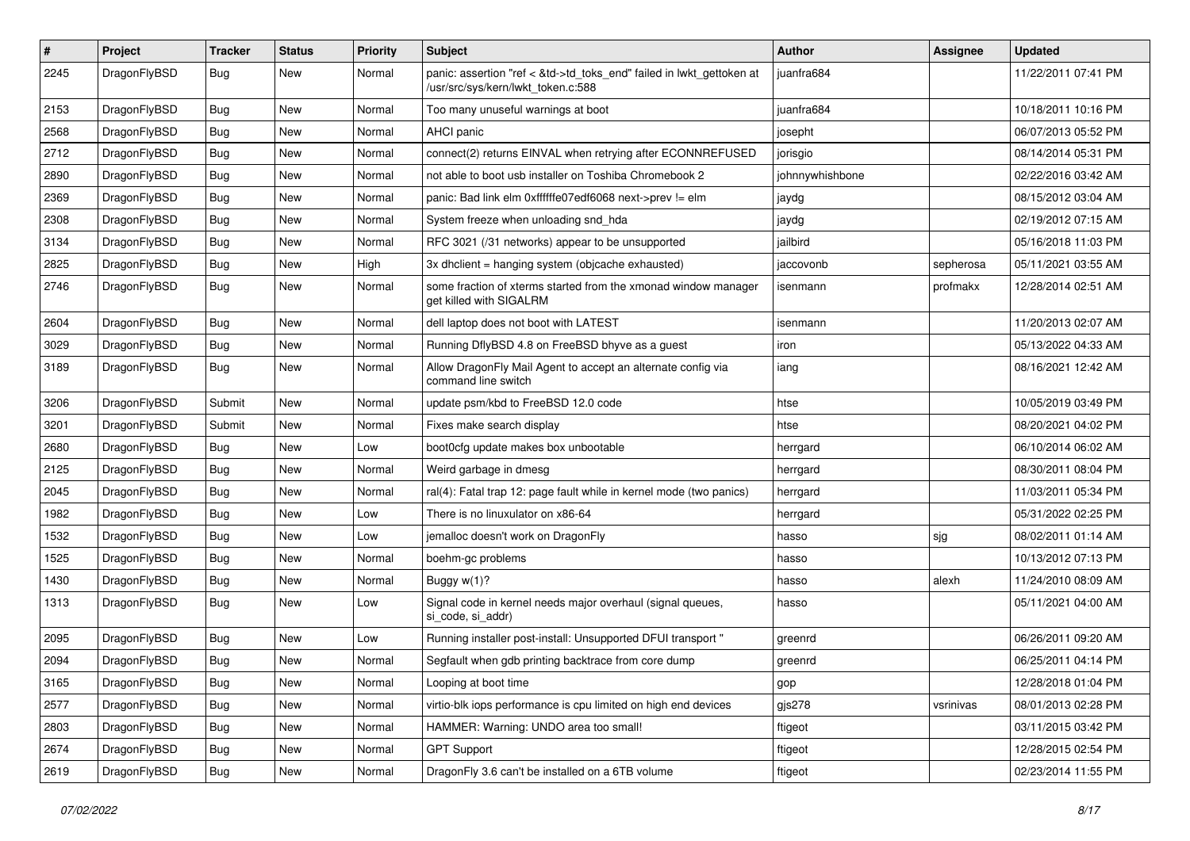| # | Project | Tracker | Status | Priority | Subject | Author | Assignee | Updated |
|---|---|---|---|---|---|---|---|---|
| 2245 | DragonFlyBSD | Bug | New | Normal | panic: assertion "ref < &td->td_toks_end" failed in lwkt_gettoken at /usr/src/sys/kern/lwkt_token.c:588 | juanfra684 | | 11/22/2011 07:41 PM |
| 2153 | DragonFlyBSD | Bug | New | Normal | Too many unuseful warnings at boot | juanfra684 | | 10/18/2011 10:16 PM |
| 2568 | DragonFlyBSD | Bug | New | Normal | AHCI panic | josepht | | 06/07/2013 05:52 PM |
| 2712 | DragonFlyBSD | Bug | New | Normal | connect(2) returns EINVAL when retrying after ECONNREFUSED | jorisgio | | 08/14/2014 05:31 PM |
| 2890 | DragonFlyBSD | Bug | New | Normal | not able to boot usb installer on Toshiba Chromebook 2 | johnnywhishbone | | 02/22/2016 03:42 AM |
| 2369 | DragonFlyBSD | Bug | New | Normal | panic: Bad link elm 0xffffffe07edf6068 next->prev != elm | jaydg | | 08/15/2012 03:04 AM |
| 2308 | DragonFlyBSD | Bug | New | Normal | System freeze when unloading snd_hda | jaydg | | 02/19/2012 07:15 AM |
| 3134 | DragonFlyBSD | Bug | New | Normal | RFC 3021 (/31 networks) appear to be unsupported | jailbird | | 05/16/2018 11:03 PM |
| 2825 | DragonFlyBSD | Bug | New | High | 3x dhclient = hanging system (objcache exhausted) | jaccovonb | sepherosa | 05/11/2021 03:55 AM |
| 2746 | DragonFlyBSD | Bug | New | Normal | some fraction of xterms started from the xmonad window manager get killed with SIGALRM | isenmann | profmakx | 12/28/2014 02:51 AM |
| 2604 | DragonFlyBSD | Bug | New | Normal | dell laptop does not boot with LATEST | isenmann | | 11/20/2013 02:07 AM |
| 3029 | DragonFlyBSD | Bug | New | Normal | Running DflyBSD 4.8 on FreeBSD bhyve as a guest | iron | | 05/13/2022 04:33 AM |
| 3189 | DragonFlyBSD | Bug | New | Normal | Allow DragonFly Mail Agent to accept an alternate config via command line switch | iang | | 08/16/2021 12:42 AM |
| 3206 | DragonFlyBSD | Submit | New | Normal | update psm/kbd to FreeBSD 12.0 code | htse | | 10/05/2019 03:49 PM |
| 3201 | DragonFlyBSD | Submit | New | Normal | Fixes make search display | htse | | 08/20/2021 04:02 PM |
| 2680 | DragonFlyBSD | Bug | New | Low | boot0cfg update makes box unbootable | herrgard | | 06/10/2014 06:02 AM |
| 2125 | DragonFlyBSD | Bug | New | Normal | Weird garbage in dmesg | herrgard | | 08/30/2011 08:04 PM |
| 2045 | DragonFlyBSD | Bug | New | Normal | ral(4): Fatal trap 12: page fault while in kernel mode (two panics) | herrgard | | 11/03/2011 05:34 PM |
| 1982 | DragonFlyBSD | Bug | New | Low | There is no linuxulator on x86-64 | herrgard | | 05/31/2022 02:25 PM |
| 1532 | DragonFlyBSD | Bug | New | Low | jemalloc doesn't work on DragonFly | hasso | sjg | 08/02/2011 01:14 AM |
| 1525 | DragonFlyBSD | Bug | New | Normal | boehm-gc problems | hasso | | 10/13/2012 07:13 PM |
| 1430 | DragonFlyBSD | Bug | New | Normal | Buggy w(1)? | hasso | alexh | 11/24/2010 08:09 AM |
| 1313 | DragonFlyBSD | Bug | New | Low | Signal code in kernel needs major overhaul (signal queues, si_code, si_addr) | hasso | | 05/11/2021 04:00 AM |
| 2095 | DragonFlyBSD | Bug | New | Low | Running installer post-install: Unsupported DFUI transport " | greenrd | | 06/26/2011 09:20 AM |
| 2094 | DragonFlyBSD | Bug | New | Normal | Segfault when gdb printing backtrace from core dump | greenrd | | 06/25/2011 04:14 PM |
| 3165 | DragonFlyBSD | Bug | New | Normal | Looping at boot time | gop | | 12/28/2018 01:04 PM |
| 2577 | DragonFlyBSD | Bug | New | Normal | virtio-blk iops performance is cpu limited on high end devices | gjs278 | vsrinivas | 08/01/2013 02:28 PM |
| 2803 | DragonFlyBSD | Bug | New | Normal | HAMMER: Warning: UNDO area too small! | ftigeot | | 03/11/2015 03:42 PM |
| 2674 | DragonFlyBSD | Bug | New | Normal | GPT Support | ftigeot | | 12/28/2015 02:54 PM |
| 2619 | DragonFlyBSD | Bug | New | Normal | DragonFly 3.6 can't be installed on a 6TB volume | ftigeot | | 02/23/2014 11:55 PM |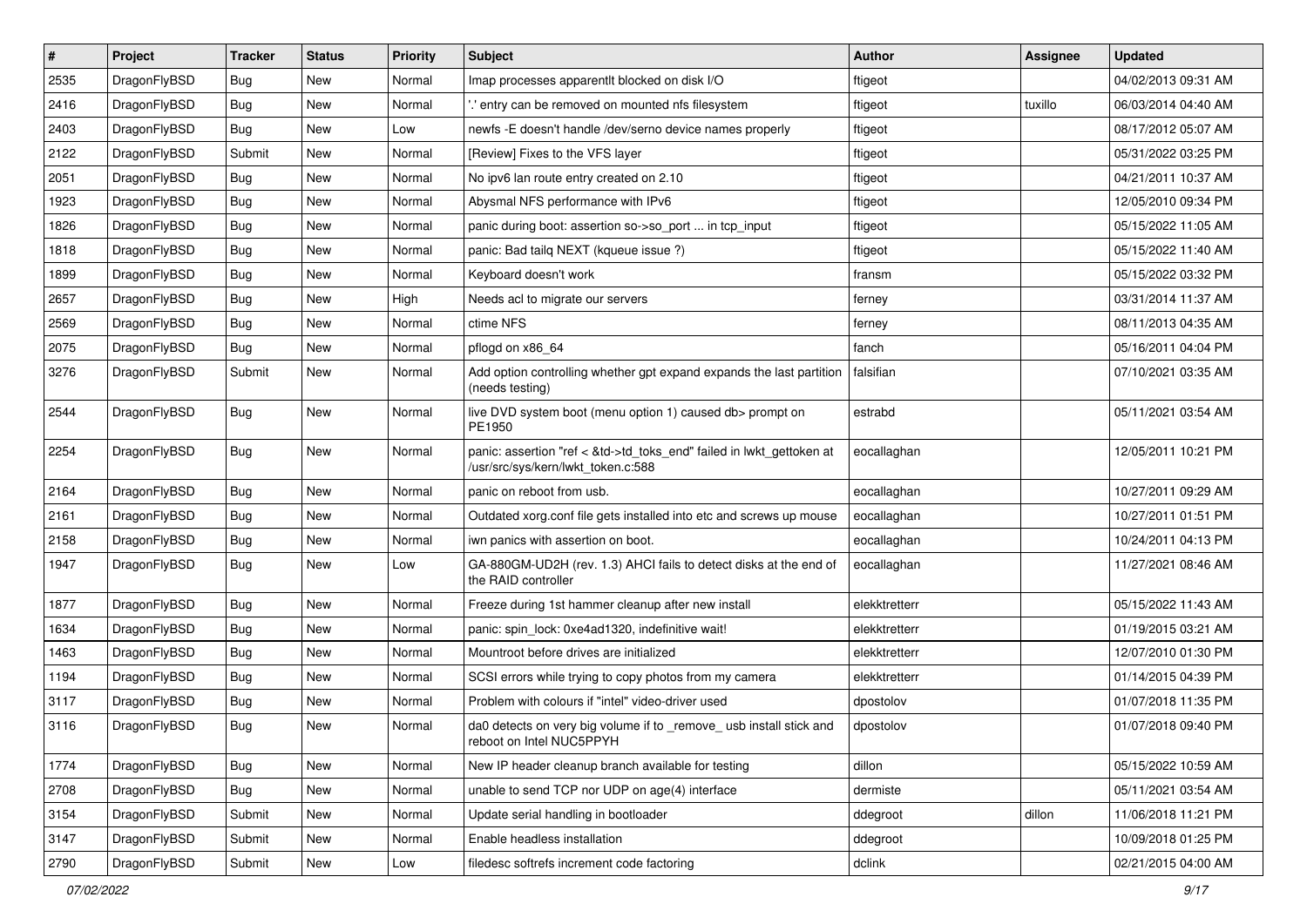| # | Project | Tracker | Status | Priority | Subject | Author | Assignee | Updated |
|---|---|---|---|---|---|---|---|---|
| 2535 | DragonFlyBSD | Bug | New | Normal | Imap processes apparentlt blocked on disk I/O | ftigeot | | 04/02/2013 09:31 AM |
| 2416 | DragonFlyBSD | Bug | New | Normal | '.' entry can be removed on mounted nfs filesystem | ftigeot | tuxillo | 06/03/2014 04:40 AM |
| 2403 | DragonFlyBSD | Bug | New | Low | newfs -E doesn't handle /dev/serno device names properly | ftigeot | | 08/17/2012 05:07 AM |
| 2122 | DragonFlyBSD | Submit | New | Normal | [Review] Fixes to the VFS layer | ftigeot | | 05/31/2022 03:25 PM |
| 2051 | DragonFlyBSD | Bug | New | Normal | No ipv6 lan route entry created on 2.10 | ftigeot | | 04/21/2011 10:37 AM |
| 1923 | DragonFlyBSD | Bug | New | Normal | Abysmal NFS performance with IPv6 | ftigeot | | 12/05/2010 09:34 PM |
| 1826 | DragonFlyBSD | Bug | New | Normal | panic during boot: assertion so->so_port ... in tcp_input | ftigeot | | 05/15/2022 11:05 AM |
| 1818 | DragonFlyBSD | Bug | New | Normal | panic: Bad tailq NEXT (kqueue issue ?) | ftigeot | | 05/15/2022 11:40 AM |
| 1899 | DragonFlyBSD | Bug | New | Normal | Keyboard doesn't work | fransm | | 05/15/2022 03:32 PM |
| 2657 | DragonFlyBSD | Bug | New | High | Needs acl to migrate our servers | ferney | | 03/31/2014 11:37 AM |
| 2569 | DragonFlyBSD | Bug | New | Normal | ctime NFS | ferney | | 08/11/2013 04:35 AM |
| 2075 | DragonFlyBSD | Bug | New | Normal | pflogd on x86_64 | fanch | | 05/16/2011 04:04 PM |
| 3276 | DragonFlyBSD | Submit | New | Normal | Add option controlling whether gpt expand expands the last partition (needs testing) | falsifian | | 07/10/2021 03:35 AM |
| 2544 | DragonFlyBSD | Bug | New | Normal | live DVD system boot (menu option 1) caused db> prompt on PE1950 | estrabd | | 05/11/2021 03:54 AM |
| 2254 | DragonFlyBSD | Bug | New | Normal | panic: assertion "ref < &td->td_toks_end" failed in lwkt_gettoken at /usr/src/sys/kern/lwkt_token.c:588 | eocallaghan | | 12/05/2011 10:21 PM |
| 2164 | DragonFlyBSD | Bug | New | Normal | panic on reboot from usb. | eocallaghan | | 10/27/2011 09:29 AM |
| 2161 | DragonFlyBSD | Bug | New | Normal | Outdated xorg.conf file gets installed into etc and screws up mouse | eocallaghan | | 10/27/2011 01:51 PM |
| 2158 | DragonFlyBSD | Bug | New | Normal | iwn panics with assertion on boot. | eocallaghan | | 10/24/2011 04:13 PM |
| 1947 | DragonFlyBSD | Bug | New | Low | GA-880GM-UD2H (rev. 1.3) AHCI fails to detect disks at the end of the RAID controller | eocallaghan | | 11/27/2021 08:46 AM |
| 1877 | DragonFlyBSD | Bug | New | Normal | Freeze during 1st hammer cleanup after new install | elekktretterr | | 05/15/2022 11:43 AM |
| 1634 | DragonFlyBSD | Bug | New | Normal | panic: spin_lock: 0xe4ad1320, indefinitive wait! | elekktretterr | | 01/19/2015 03:21 AM |
| 1463 | DragonFlyBSD | Bug | New | Normal | Mountroot before drives are initialized | elekktretterr | | 12/07/2010 01:30 PM |
| 1194 | DragonFlyBSD | Bug | New | Normal | SCSI errors while trying to copy photos from my camera | elekktretterr | | 01/14/2015 04:39 PM |
| 3117 | DragonFlyBSD | Bug | New | Normal | Problem with colours if "intel" video-driver used | dpostolov | | 01/07/2018 11:35 PM |
| 3116 | DragonFlyBSD | Bug | New | Normal | da0 detects on very big volume if to _remove_ usb install stick and reboot on Intel NUC5PPYH | dpostolov | | 01/07/2018 09:40 PM |
| 1774 | DragonFlyBSD | Bug | New | Normal | New IP header cleanup branch available for testing | dillon | | 05/15/2022 10:59 AM |
| 2708 | DragonFlyBSD | Bug | New | Normal | unable to send TCP nor UDP on age(4) interface | dermiste | | 05/11/2021 03:54 AM |
| 3154 | DragonFlyBSD | Submit | New | Normal | Update serial handling in bootloader | ddegroot | dillon | 11/06/2018 11:21 PM |
| 3147 | DragonFlyBSD | Submit | New | Normal | Enable headless installation | ddegroot | | 10/09/2018 01:25 PM |
| 2790 | DragonFlyBSD | Submit | New | Low | filedesc softrefs increment code factoring | dclink | | 02/21/2015 04:00 AM |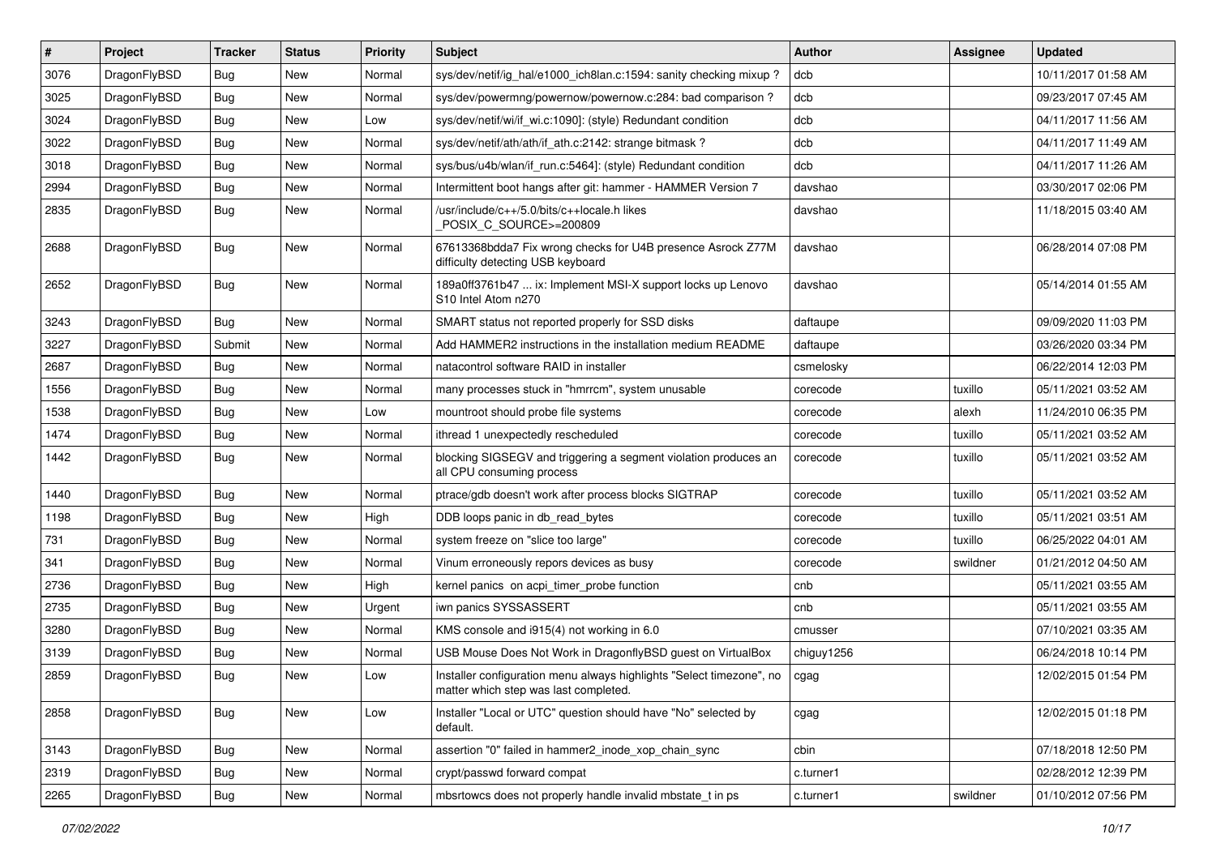| # | Project | Tracker | Status | Priority | Subject | Author | Assignee | Updated |
|---|---|---|---|---|---|---|---|---|
| 3076 | DragonFlyBSD | Bug | New | Normal | sys/dev/netif/ig_hal/e1000_ich8lan.c:1594: sanity checking mixup ? | dcb | | 10/11/2017 01:58 AM |
| 3025 | DragonFlyBSD | Bug | New | Normal | sys/dev/powermng/powernow/powernow.c:284: bad comparison ? | dcb | | 09/23/2017 07:45 AM |
| 3024 | DragonFlyBSD | Bug | New | Low | sys/dev/netif/wi/if_wi.c:1090]: (style) Redundant condition | dcb | | 04/11/2017 11:56 AM |
| 3022 | DragonFlyBSD | Bug | New | Normal | sys/dev/netif/ath/ath/if_ath.c:2142: strange bitmask ? | dcb | | 04/11/2017 11:49 AM |
| 3018 | DragonFlyBSD | Bug | New | Normal | sys/bus/u4b/wlan/if_run.c:5464]: (style) Redundant condition | dcb | | 04/11/2017 11:26 AM |
| 2994 | DragonFlyBSD | Bug | New | Normal | Intermittent boot hangs after git: hammer - HAMMER Version 7 | davshao | | 03/30/2017 02:06 PM |
| 2835 | DragonFlyBSD | Bug | New | Normal | /usr/include/c++/5.0/bits/c++locale.h likes _POSIX_C_SOURCE>=200809 | davshao | | 11/18/2015 03:40 AM |
| 2688 | DragonFlyBSD | Bug | New | Normal | 67613368bdda7 Fix wrong checks for U4B presence Asrock Z77M difficulty detecting USB keyboard | davshao | | 06/28/2014 07:08 PM |
| 2652 | DragonFlyBSD | Bug | New | Normal | 189a0ff3761b47 ... ix: Implement MSI-X support locks up Lenovo S10 Intel Atom n270 | davshao | | 05/14/2014 01:55 AM |
| 3243 | DragonFlyBSD | Bug | New | Normal | SMART status not reported properly for SSD disks | daftaupe | | 09/09/2020 11:03 PM |
| 3227 | DragonFlyBSD | Submit | New | Normal | Add HAMMER2 instructions in the installation medium README | daftaupe | | 03/26/2020 03:34 PM |
| 2687 | DragonFlyBSD | Bug | New | Normal | natacontrol software RAID in installer | csmelosky | | 06/22/2014 12:03 PM |
| 1556 | DragonFlyBSD | Bug | New | Normal | many processes stuck in "hmrrcm", system unusable | corecode | tuxillo | 05/11/2021 03:52 AM |
| 1538 | DragonFlyBSD | Bug | New | Low | mountroot should probe file systems | corecode | alexh | 11/24/2010 06:35 PM |
| 1474 | DragonFlyBSD | Bug | New | Normal | ithread 1 unexpectedly rescheduled | corecode | tuxillo | 05/11/2021 03:52 AM |
| 1442 | DragonFlyBSD | Bug | New | Normal | blocking SIGSEGV and triggering a segment violation produces an all CPU consuming process | corecode | tuxillo | 05/11/2021 03:52 AM |
| 1440 | DragonFlyBSD | Bug | New | Normal | ptrace/gdb doesn't work after process blocks SIGTRAP | corecode | tuxillo | 05/11/2021 03:52 AM |
| 1198 | DragonFlyBSD | Bug | New | High | DDB loops panic in db_read_bytes | corecode | tuxillo | 05/11/2021 03:51 AM |
| 731 | DragonFlyBSD | Bug | New | Normal | system freeze on "slice too large" | corecode | tuxillo | 06/25/2022 04:01 AM |
| 341 | DragonFlyBSD | Bug | New | Normal | Vinum erroneously repors devices as busy | corecode | swildner | 01/21/2012 04:50 AM |
| 2736 | DragonFlyBSD | Bug | New | High | kernel panics on acpi_timer_probe function | cnb | | 05/11/2021 03:55 AM |
| 2735 | DragonFlyBSD | Bug | New | Urgent | iwn panics SYSSASSERT | cnb | | 05/11/2021 03:55 AM |
| 3280 | DragonFlyBSD | Bug | New | Normal | KMS console and i915(4) not working in 6.0 | cmusser | | 07/10/2021 03:35 AM |
| 3139 | DragonFlyBSD | Bug | New | Normal | USB Mouse Does Not Work in DragonflyBSD guest on VirtualBox | chiguy1256 | | 06/24/2018 10:14 PM |
| 2859 | DragonFlyBSD | Bug | New | Low | Installer configuration menu always highlights "Select timezone", no matter which step was last completed. | cgag | | 12/02/2015 01:54 PM |
| 2858 | DragonFlyBSD | Bug | New | Low | Installer "Local or UTC" question should have "No" selected by default. | cgag | | 12/02/2015 01:18 PM |
| 3143 | DragonFlyBSD | Bug | New | Normal | assertion "0" failed in hammer2_inode_xop_chain_sync | cbin | | 07/18/2018 12:50 PM |
| 2319 | DragonFlyBSD | Bug | New | Normal | crypt/passwd forward compat | c.turner1 | | 02/28/2012 12:39 PM |
| 2265 | DragonFlyBSD | Bug | New | Normal | mbsrtowcs does not properly handle invalid mbstate_t in ps | c.turner1 | swildner | 01/10/2012 07:56 PM |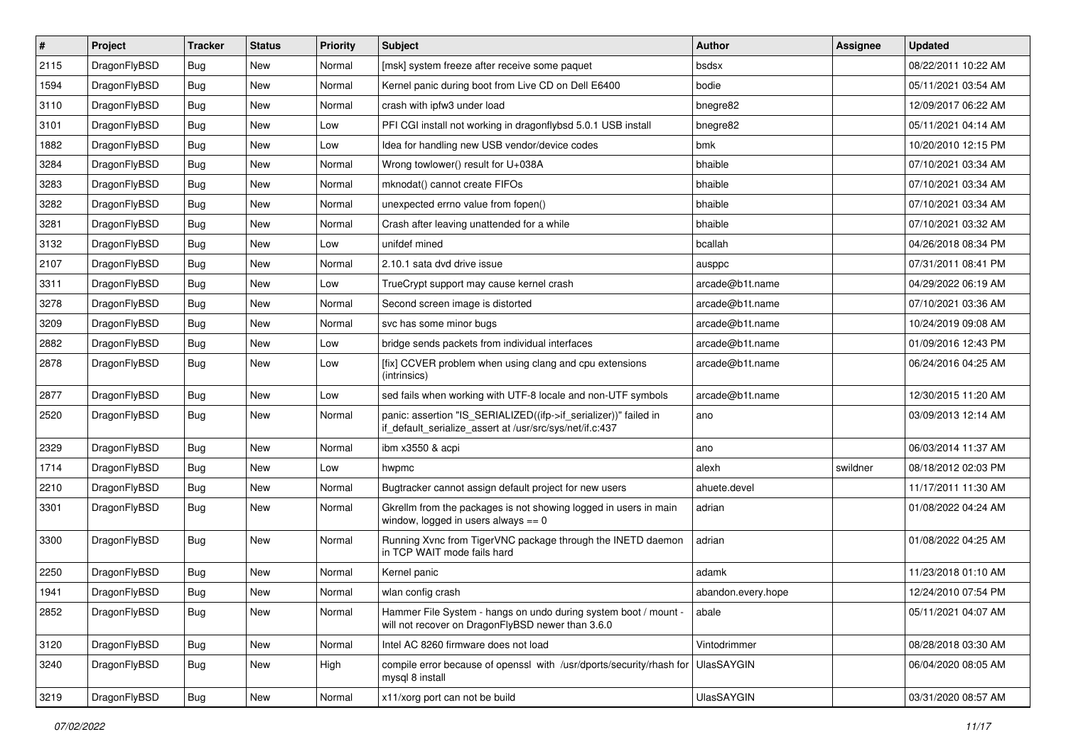| # | Project | Tracker | Status | Priority | Subject | Author | Assignee | Updated |
|---|---|---|---|---|---|---|---|---|
| 2115 | DragonFlyBSD | Bug | New | Normal | [msk] system freeze after receive some paquet | bsdsx | | 08/22/2011 10:22 AM |
| 1594 | DragonFlyBSD | Bug | New | Normal | Kernel panic during boot from Live CD on Dell E6400 | bodie | | 05/11/2021 03:54 AM |
| 3110 | DragonFlyBSD | Bug | New | Normal | crash with ipfw3 under load | bnegre82 | | 12/09/2017 06:22 AM |
| 3101 | DragonFlyBSD | Bug | New | Low | PFI CGI install not working in dragonflybsd 5.0.1 USB install | bnegre82 | | 05/11/2021 04:14 AM |
| 1882 | DragonFlyBSD | Bug | New | Low | Idea for handling new USB vendor/device codes | bmk | | 10/20/2010 12:15 PM |
| 3284 | DragonFlyBSD | Bug | New | Normal | Wrong towlower() result for U+038A | bhaible | | 07/10/2021 03:34 AM |
| 3283 | DragonFlyBSD | Bug | New | Normal | mknodat() cannot create FIFOs | bhaible | | 07/10/2021 03:34 AM |
| 3282 | DragonFlyBSD | Bug | New | Normal | unexpected errno value from fopen() | bhaible | | 07/10/2021 03:34 AM |
| 3281 | DragonFlyBSD | Bug | New | Normal | Crash after leaving unattended for a while | bhaible | | 07/10/2021 03:32 AM |
| 3132 | DragonFlyBSD | Bug | New | Low | unifdef mined | bcallah | | 04/26/2018 08:34 PM |
| 2107 | DragonFlyBSD | Bug | New | Normal | 2.10.1 sata dvd drive issue | ausppc | | 07/31/2011 08:41 PM |
| 3311 | DragonFlyBSD | Bug | New | Low | TrueCrypt support may cause kernel crash | arcade@b1t.name | | 04/29/2022 06:19 AM |
| 3278 | DragonFlyBSD | Bug | New | Normal | Second screen image is distorted | arcade@b1t.name | | 07/10/2021 03:36 AM |
| 3209 | DragonFlyBSD | Bug | New | Normal | svc has some minor bugs | arcade@b1t.name | | 10/24/2019 09:08 AM |
| 2882 | DragonFlyBSD | Bug | New | Low | bridge sends packets from individual interfaces | arcade@b1t.name | | 01/09/2016 12:43 PM |
| 2878 | DragonFlyBSD | Bug | New | Low | [fix] CCVER problem when using clang and cpu extensions (intrinsics) | arcade@b1t.name | | 06/24/2016 04:25 AM |
| 2877 | DragonFlyBSD | Bug | New | Low | sed fails when working with UTF-8 locale and non-UTF symbols | arcade@b1t.name | | 12/30/2015 11:20 AM |
| 2520 | DragonFlyBSD | Bug | New | Normal | panic: assertion "IS_SERIALIZED((ifp->if_serializer))" failed in if_default_serialize_assert at /usr/src/sys/net/if.c:437 | ano | | 03/09/2013 12:14 AM |
| 2329 | DragonFlyBSD | Bug | New | Normal | ibm x3550 & acpi | ano | | 06/03/2014 11:37 AM |
| 1714 | DragonFlyBSD | Bug | New | Low | hwpmc | alexh | swildner | 08/18/2012 02:03 PM |
| 2210 | DragonFlyBSD | Bug | New | Normal | Bugtracker cannot assign default project for new users | ahuete.devel | | 11/17/2011 11:30 AM |
| 3301 | DragonFlyBSD | Bug | New | Normal | Gkrellm from the packages is not showing logged in users in main window, logged in users always == 0 | adrian | | 01/08/2022 04:24 AM |
| 3300 | DragonFlyBSD | Bug | New | Normal | Running Xvnc from TigerVNC package through the INETD daemon in TCP WAIT mode fails hard | adrian | | 01/08/2022 04:25 AM |
| 2250 | DragonFlyBSD | Bug | New | Normal | Kernel panic | adamk | | 11/23/2018 01:10 AM |
| 1941 | DragonFlyBSD | Bug | New | Normal | wlan config crash | abandon.every.hope | | 12/24/2010 07:54 PM |
| 2852 | DragonFlyBSD | Bug | New | Normal | Hammer File System - hangs on undo during system boot / mount - will not recover on DragonFlyBSD newer than 3.6.0 | abale | | 05/11/2021 04:07 AM |
| 3120 | DragonFlyBSD | Bug | New | Normal | Intel AC 8260 firmware does not load | Vintodrimmer | | 08/28/2018 03:30 AM |
| 3240 | DragonFlyBSD | Bug | New | High | compile error because of openssl with /usr/dports/security/rhash for mysql 8 install | UlasSAYGIN | | 06/04/2020 08:05 AM |
| 3219 | DragonFlyBSD | Bug | New | Normal | x11/xorg port can not be build | UlasSAYGIN | | 03/31/2020 08:57 AM |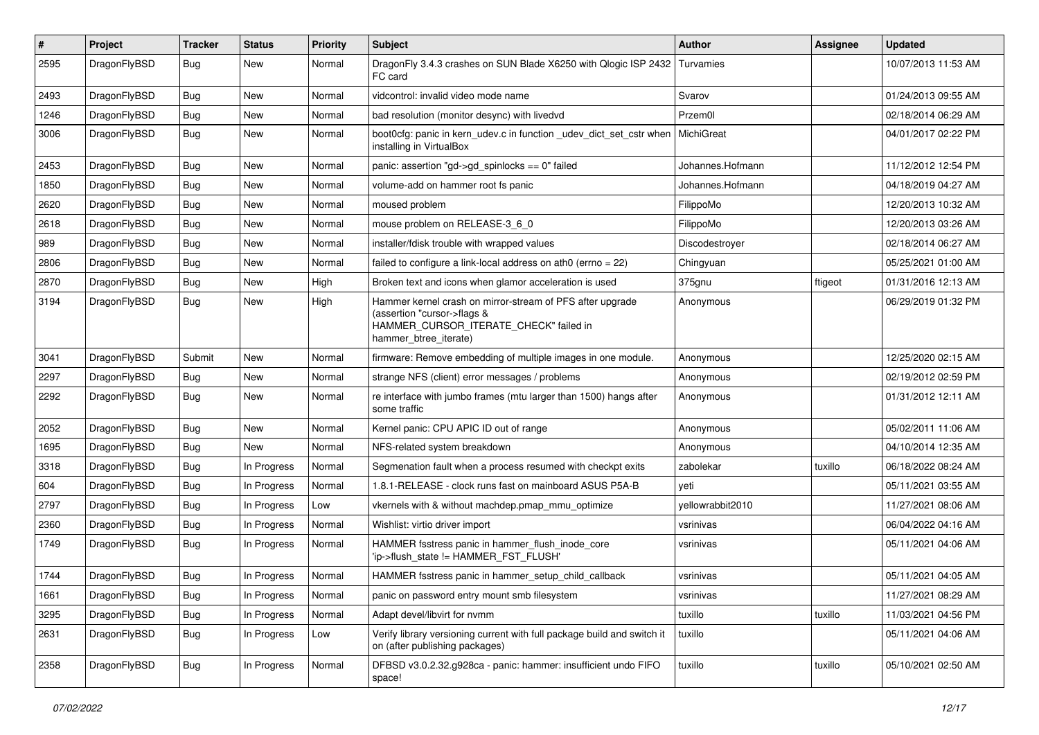| # | Project | Tracker | Status | Priority | Subject | Author | Assignee | Updated |
|---|---|---|---|---|---|---|---|---|
| 2595 | DragonFlyBSD | Bug | New | Normal | DragonFly 3.4.3 crashes on SUN Blade X6250 with Qlogic ISP 2432 FC card | Turvamies | | 10/07/2013 11:53 AM |
| 2493 | DragonFlyBSD | Bug | New | Normal | vidcontrol: invalid video mode name | Svarov | | 01/24/2013 09:55 AM |
| 1246 | DragonFlyBSD | Bug | New | Normal | bad resolution (monitor desync) with livedvd | Przem0l | | 02/18/2014 06:29 AM |
| 3006 | DragonFlyBSD | Bug | New | Normal | boot0cfg: panic in kern_udev.c in function _udev_dict_set_cstr when installing in VirtualBox | MichiGreat | | 04/01/2017 02:22 PM |
| 2453 | DragonFlyBSD | Bug | New | Normal | panic: assertion "gd->gd_spinlocks == 0" failed | Johannes.Hofmann | | 11/12/2012 12:54 PM |
| 1850 | DragonFlyBSD | Bug | New | Normal | volume-add on hammer root fs panic | Johannes.Hofmann | | 04/18/2019 04:27 AM |
| 2620 | DragonFlyBSD | Bug | New | Normal | moused problem | FilippoMo | | 12/20/2013 10:32 AM |
| 2618 | DragonFlyBSD | Bug | New | Normal | mouse problem on RELEASE-3_6_0 | FilippoMo | | 12/20/2013 03:26 AM |
| 989 | DragonFlyBSD | Bug | New | Normal | installer/fdisk trouble with wrapped values | Discodestroyer | | 02/18/2014 06:27 AM |
| 2806 | DragonFlyBSD | Bug | New | Normal | failed to configure a link-local address on ath0 (errno = 22) | Chingyuan | | 05/25/2021 01:00 AM |
| 2870 | DragonFlyBSD | Bug | New | High | Broken text and icons when glamor acceleration is used | 375gnu | ftigeot | 01/31/2016 12:13 AM |
| 3194 | DragonFlyBSD | Bug | New | High | Hammer kernel crash on mirror-stream of PFS after upgrade (assertion "cursor->flags & HAMMER_CURSOR_ITERATE_CHECK" failed in hammer_btree_iterate) | Anonymous | | 06/29/2019 01:32 PM |
| 3041 | DragonFlyBSD | Submit | New | Normal | firmware: Remove embedding of multiple images in one module. | Anonymous | | 12/25/2020 02:15 AM |
| 2297 | DragonFlyBSD | Bug | New | Normal | strange NFS (client) error messages / problems | Anonymous | | 02/19/2012 02:59 PM |
| 2292 | DragonFlyBSD | Bug | New | Normal | re interface with jumbo frames (mtu larger than 1500) hangs after some traffic | Anonymous | | 01/31/2012 12:11 AM |
| 2052 | DragonFlyBSD | Bug | New | Normal | Kernel panic: CPU APIC ID out of range | Anonymous | | 05/02/2011 11:06 AM |
| 1695 | DragonFlyBSD | Bug | New | Normal | NFS-related system breakdown | Anonymous | | 04/10/2014 12:35 AM |
| 3318 | DragonFlyBSD | Bug | In Progress | Normal | Segmenation fault when a process resumed with checkpt exits | zabolekar | tuxillo | 06/18/2022 08:24 AM |
| 604 | DragonFlyBSD | Bug | In Progress | Normal | 1.8.1-RELEASE - clock runs fast on mainboard ASUS P5A-B | yeti | | 05/11/2021 03:55 AM |
| 2797 | DragonFlyBSD | Bug | In Progress | Low | vkernels with & without machdep.pmap_mmu_optimize | yellowrabbit2010 | | 11/27/2021 08:06 AM |
| 2360 | DragonFlyBSD | Bug | In Progress | Normal | Wishlist: virtio driver import | vsrinivas | | 06/04/2022 04:16 AM |
| 1749 | DragonFlyBSD | Bug | In Progress | Normal | HAMMER fsstress panic in hammer_flush_inode_core 'ip->flush_state != HAMMER_FST_FLUSH' | vsrinivas | | 05/11/2021 04:06 AM |
| 1744 | DragonFlyBSD | Bug | In Progress | Normal | HAMMER fsstress panic in hammer_setup_child_callback | vsrinivas | | 05/11/2021 04:05 AM |
| 1661 | DragonFlyBSD | Bug | In Progress | Normal | panic on password entry mount smb filesystem | vsrinivas | | 11/27/2021 08:29 AM |
| 3295 | DragonFlyBSD | Bug | In Progress | Normal | Adapt devel/libvirt for nvmm | tuxillo | tuxillo | 11/03/2021 04:56 PM |
| 2631 | DragonFlyBSD | Bug | In Progress | Low | Verify library versioning current with full package build and switch it on (after publishing packages) | tuxillo | | 05/11/2021 04:06 AM |
| 2358 | DragonFlyBSD | Bug | In Progress | Normal | DFBSD v3.0.2.32.g928ca - panic: hammer: insufficient undo FIFO space! | tuxillo | tuxillo | 05/10/2021 02:50 AM |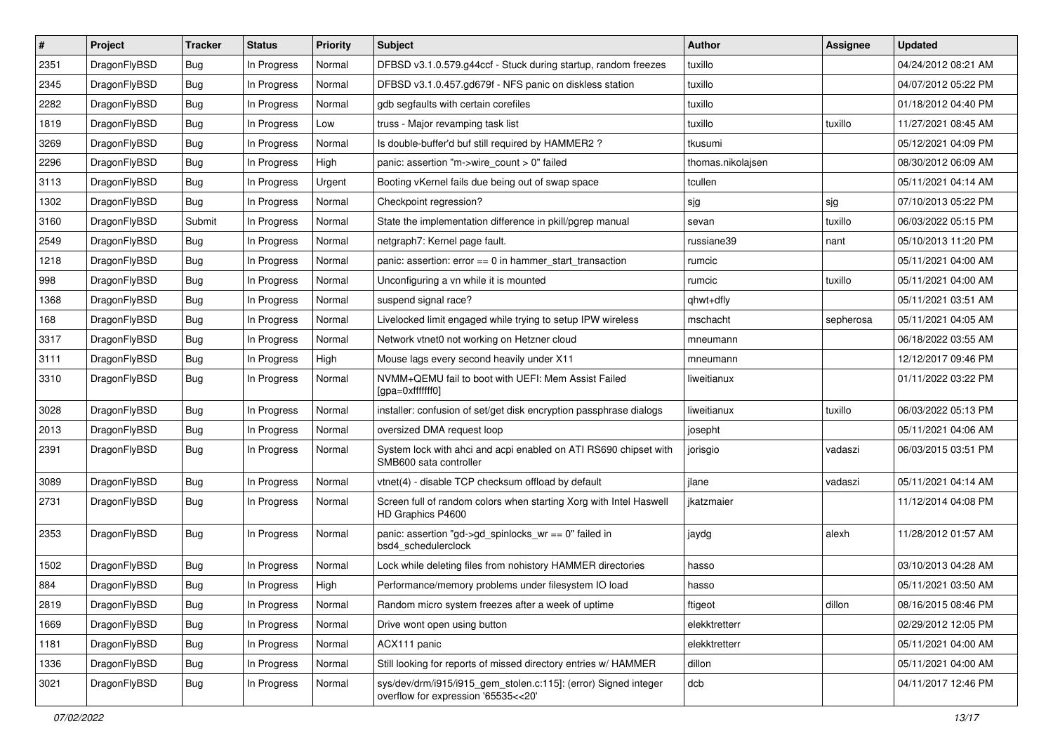| # | Project | Tracker | Status | Priority | Subject | Author | Assignee | Updated |
|---|---|---|---|---|---|---|---|---|
| 2351 | DragonFlyBSD | Bug | In Progress | Normal | DFBSD v3.1.0.579.g44ccf - Stuck during startup, random freezes | tuxillo | | 04/24/2012 08:21 AM |
| 2345 | DragonFlyBSD | Bug | In Progress | Normal | DFBSD v3.1.0.457.gd679f - NFS panic on diskless station | tuxillo | | 04/07/2012 05:22 PM |
| 2282 | DragonFlyBSD | Bug | In Progress | Normal | gdb segfaults with certain corefiles | tuxillo | | 01/18/2012 04:40 PM |
| 1819 | DragonFlyBSD | Bug | In Progress | Low | truss - Major revamping task list | tuxillo | tuxillo | 11/27/2021 08:45 AM |
| 3269 | DragonFlyBSD | Bug | In Progress | Normal | Is double-buffer'd buf still required by HAMMER2 ? | tkusumi | | 05/12/2021 04:09 PM |
| 2296 | DragonFlyBSD | Bug | In Progress | High | panic: assertion "m->wire_count > 0" failed | thomas.nikolajsen | | 08/30/2012 06:09 AM |
| 3113 | DragonFlyBSD | Bug | In Progress | Urgent | Booting vKernel fails due being out of swap space | tcullen | | 05/11/2021 04:14 AM |
| 1302 | DragonFlyBSD | Bug | In Progress | Normal | Checkpoint regression? | sjg | sjg | 07/10/2013 05:22 PM |
| 3160 | DragonFlyBSD | Submit | In Progress | Normal | State the implementation difference in pkill/pgrep manual | sevan | tuxillo | 06/03/2022 05:15 PM |
| 2549 | DragonFlyBSD | Bug | In Progress | Normal | netgraph7: Kernel page fault. | russiane39 | nant | 05/10/2013 11:20 PM |
| 1218 | DragonFlyBSD | Bug | In Progress | Normal | panic: assertion: error == 0 in hammer_start_transaction | rumcic | | 05/11/2021 04:00 AM |
| 998 | DragonFlyBSD | Bug | In Progress | Normal | Unconfiguring a vn while it is mounted | rumcic | tuxillo | 05/11/2021 04:00 AM |
| 1368 | DragonFlyBSD | Bug | In Progress | Normal | suspend signal race? | qhwt+dfly | | 05/11/2021 03:51 AM |
| 168 | DragonFlyBSD | Bug | In Progress | Normal | Livelocked limit engaged while trying to setup IPW wireless | mschacht | sepherosa | 05/11/2021 04:05 AM |
| 3317 | DragonFlyBSD | Bug | In Progress | Normal | Network vtnet0 not working on Hetzner cloud | mneumann | | 06/18/2022 03:55 AM |
| 3111 | DragonFlyBSD | Bug | In Progress | High | Mouse lags every second heavily under X11 | mneumann | | 12/12/2017 09:46 PM |
| 3310 | DragonFlyBSD | Bug | In Progress | Normal | NVMM+QEMU fail to boot with UEFI: Mem Assist Failed [gpa=0xfffffff0] | liweitianux | | 01/11/2022 03:22 PM |
| 3028 | DragonFlyBSD | Bug | In Progress | Normal | installer: confusion of set/get disk encryption passphrase dialogs | liweitianux | tuxillo | 06/03/2022 05:13 PM |
| 2013 | DragonFlyBSD | Bug | In Progress | Normal | oversized DMA request loop | josepht | | 05/11/2021 04:06 AM |
| 2391 | DragonFlyBSD | Bug | In Progress | Normal | System lock with ahci and acpi enabled on ATI RS690 chipset with SMB600 sata controller | jorisgio | vadaszi | 06/03/2015 03:51 PM |
| 3089 | DragonFlyBSD | Bug | In Progress | Normal | vtnet(4) - disable TCP checksum offload by default | jlane | vadaszi | 05/11/2021 04:14 AM |
| 2731 | DragonFlyBSD | Bug | In Progress | Normal | Screen full of random colors when starting Xorg with Intel Haswell HD Graphics P4600 | jkatzmaier | | 11/12/2014 04:08 PM |
| 2353 | DragonFlyBSD | Bug | In Progress | Normal | panic: assertion "gd->gd_spinlocks_wr == 0" failed in bsd4_schedulerclock | jaydg | alexh | 11/28/2012 01:57 AM |
| 1502 | DragonFlyBSD | Bug | In Progress | Normal | Lock while deleting files from nohistory HAMMER directories | hasso | | 03/10/2013 04:28 AM |
| 884 | DragonFlyBSD | Bug | In Progress | High | Performance/memory problems under filesystem IO load | hasso | | 05/11/2021 03:50 AM |
| 2819 | DragonFlyBSD | Bug | In Progress | Normal | Random micro system freezes after a week of uptime | ftigeot | dillon | 08/16/2015 08:46 PM |
| 1669 | DragonFlyBSD | Bug | In Progress | Normal | Drive wont open using button | elekktretterr | | 02/29/2012 12:05 PM |
| 1181 | DragonFlyBSD | Bug | In Progress | Normal | ACX111 panic | elekktretterr | | 05/11/2021 04:00 AM |
| 1336 | DragonFlyBSD | Bug | In Progress | Normal | Still looking for reports of missed directory entries w/ HAMMER | dillon | | 05/11/2021 04:00 AM |
| 3021 | DragonFlyBSD | Bug | In Progress | Normal | sys/dev/drm/i915/i915_gem_stolen.c:115]: (error) Signed integer overflow for expression '65535<<20' | dcb | | 04/11/2017 12:46 PM |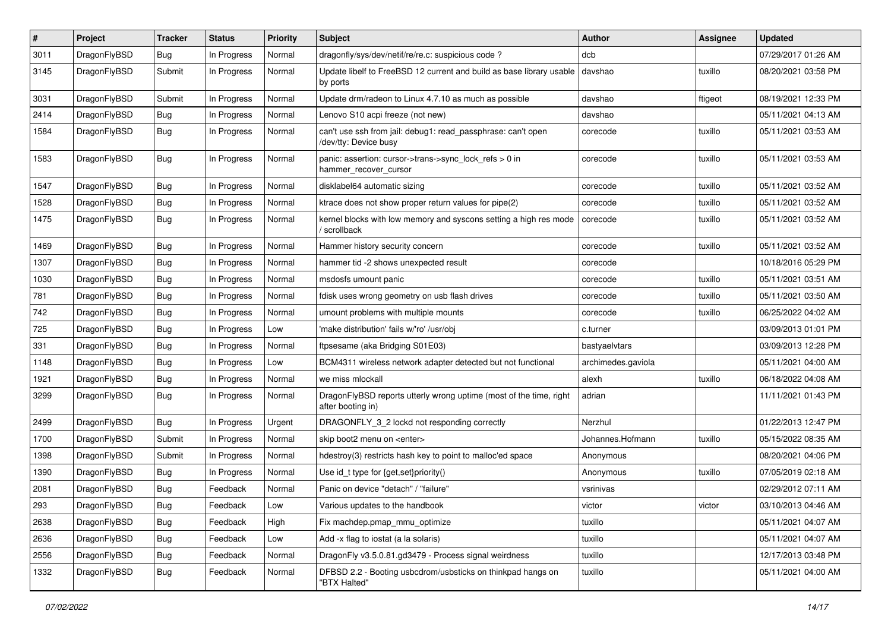| # | Project | Tracker | Status | Priority | Subject | Author | Assignee | Updated |
|---|---|---|---|---|---|---|---|---|
| 3011 | DragonFlyBSD | Bug | In Progress | Normal | dragonfly/sys/dev/netif/re/re.c: suspicious code ? | dcb | | 07/29/2017 01:26 AM |
| 3145 | DragonFlyBSD | Submit | In Progress | Normal | Update libelf to FreeBSD 12 current and build as base library usable by ports | davshao | tuxillo | 08/20/2021 03:58 PM |
| 3031 | DragonFlyBSD | Submit | In Progress | Normal | Update drm/radeon to Linux 4.7.10 as much as possible | davshao | ftigeot | 08/19/2021 12:33 PM |
| 2414 | DragonFlyBSD | Bug | In Progress | Normal | Lenovo S10 acpi freeze (not new) | davshao | | 05/11/2021 04:13 AM |
| 1584 | DragonFlyBSD | Bug | In Progress | Normal | can't use ssh from jail: debug1: read_passphrase: can't open /dev/tty: Device busy | corecode | tuxillo | 05/11/2021 03:53 AM |
| 1583 | DragonFlyBSD | Bug | In Progress | Normal | panic: assertion: cursor->trans->sync_lock_refs > 0 in hammer_recover_cursor | corecode | tuxillo | 05/11/2021 03:53 AM |
| 1547 | DragonFlyBSD | Bug | In Progress | Normal | disklabel64 automatic sizing | corecode | tuxillo | 05/11/2021 03:52 AM |
| 1528 | DragonFlyBSD | Bug | In Progress | Normal | ktrace does not show proper return values for pipe(2) | corecode | tuxillo | 05/11/2021 03:52 AM |
| 1475 | DragonFlyBSD | Bug | In Progress | Normal | kernel blocks with low memory and syscons setting a high res mode / scrollback | corecode | tuxillo | 05/11/2021 03:52 AM |
| 1469 | DragonFlyBSD | Bug | In Progress | Normal | Hammer history security concern | corecode | tuxillo | 05/11/2021 03:52 AM |
| 1307 | DragonFlyBSD | Bug | In Progress | Normal | hammer tid -2 shows unexpected result | corecode | | 10/18/2016 05:29 PM |
| 1030 | DragonFlyBSD | Bug | In Progress | Normal | msdosfs umount panic | corecode | tuxillo | 05/11/2021 03:51 AM |
| 781 | DragonFlyBSD | Bug | In Progress | Normal | fdisk uses wrong geometry on usb flash drives | corecode | tuxillo | 05/11/2021 03:50 AM |
| 742 | DragonFlyBSD | Bug | In Progress | Normal | umount problems with multiple mounts | corecode | tuxillo | 06/25/2022 04:02 AM |
| 725 | DragonFlyBSD | Bug | In Progress | Low | 'make distribution' fails w/'ro' /usr/obj | c.turner | | 03/09/2013 01:01 PM |
| 331 | DragonFlyBSD | Bug | In Progress | Normal | ftpsesame (aka Bridging S01E03) | bastyaelvtars | | 03/09/2013 12:28 PM |
| 1148 | DragonFlyBSD | Bug | In Progress | Low | BCM4311 wireless network adapter detected but not functional | archimedes.gaviola | | 05/11/2021 04:00 AM |
| 1921 | DragonFlyBSD | Bug | In Progress | Normal | we miss mlockall | alexh | tuxillo | 06/18/2022 04:08 AM |
| 3299 | DragonFlyBSD | Bug | In Progress | Normal | DragonFlyBSD reports utterly wrong uptime (most of the time, right after booting in) | adrian | | 11/11/2021 01:43 PM |
| 2499 | DragonFlyBSD | Bug | In Progress | Urgent | DRAGONFLY_3_2 lockd not responding correctly | Nerzhul | | 01/22/2013 12:47 PM |
| 1700 | DragonFlyBSD | Submit | In Progress | Normal | skip boot2 menu on <enter> | Johannes.Hofmann | tuxillo | 05/15/2022 08:35 AM |
| 1398 | DragonFlyBSD | Submit | In Progress | Normal | hdestroy(3) restricts hash key to point to malloc'ed space | Anonymous | | 08/20/2021 04:06 PM |
| 1390 | DragonFlyBSD | Bug | In Progress | Normal | Use id_t type for {get,set}priority() | Anonymous | tuxillo | 07/05/2019 02:18 AM |
| 2081 | DragonFlyBSD | Bug | Feedback | Normal | Panic on device "detach" / "failure" | vsrinivas | | 02/29/2012 07:11 AM |
| 293 | DragonFlyBSD | Bug | Feedback | Low | Various updates to the handbook | victor | victor | 03/10/2013 04:46 AM |
| 2638 | DragonFlyBSD | Bug | Feedback | High | Fix machdep.pmap_mmu_optimize | tuxillo | | 05/11/2021 04:07 AM |
| 2636 | DragonFlyBSD | Bug | Feedback | Low | Add -x flag to iostat (a la solaris) | tuxillo | | 05/11/2021 04:07 AM |
| 2556 | DragonFlyBSD | Bug | Feedback | Normal | DragonFly v3.5.0.81.gd3479 - Process signal weirdness | tuxillo | | 12/17/2013 03:48 PM |
| 1332 | DragonFlyBSD | Bug | Feedback | Normal | DFBSD 2.2 - Booting usbcdrom/usbsticks on thinkpad hangs on "BTX Halted" | tuxillo | | 05/11/2021 04:00 AM |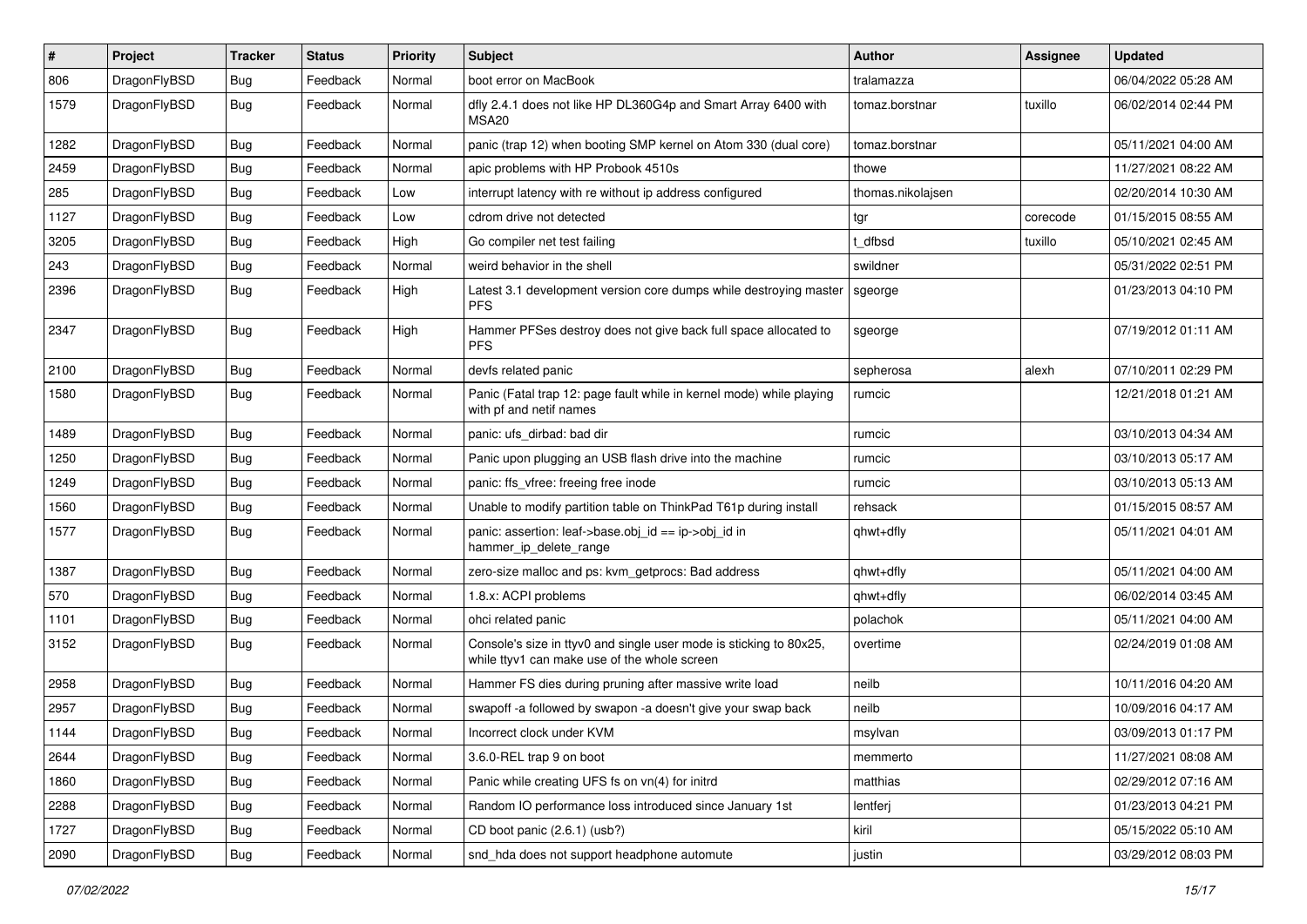| # | Project | Tracker | Status | Priority | Subject | Author | Assignee | Updated |
| --- | --- | --- | --- | --- | --- | --- | --- | --- |
| 806 | DragonFlyBSD | Bug | Feedback | Normal | boot error on MacBook | tralamazza | | 06/04/2022 05:28 AM |
| 1579 | DragonFlyBSD | Bug | Feedback | Normal | dfly 2.4.1 does not like HP DL360G4p and Smart Array 6400 with MSA20 | tomaz.borstnar | tuxillo | 06/02/2014 02:44 PM |
| 1282 | DragonFlyBSD | Bug | Feedback | Normal | panic (trap 12) when booting SMP kernel on Atom 330 (dual core) | tomaz.borstnar | | 05/11/2021 04:00 AM |
| 2459 | DragonFlyBSD | Bug | Feedback | Normal | apic problems with HP Probook 4510s | thowe | | 11/27/2021 08:22 AM |
| 285 | DragonFlyBSD | Bug | Feedback | Low | interrupt latency with re without ip address configured | thomas.nikolajsen | | 02/20/2014 10:30 AM |
| 1127 | DragonFlyBSD | Bug | Feedback | Low | cdrom drive not detected | tgr | corecode | 01/15/2015 08:55 AM |
| 3205 | DragonFlyBSD | Bug | Feedback | High | Go compiler net test failing | t_dfbsd | tuxillo | 05/10/2021 02:45 AM |
| 243 | DragonFlyBSD | Bug | Feedback | Normal | weird behavior in the shell | swildner | | 05/31/2022 02:51 PM |
| 2396 | DragonFlyBSD | Bug | Feedback | High | Latest 3.1 development version core dumps while destroying master PFS | sgeorge | | 01/23/2013 04:10 PM |
| 2347 | DragonFlyBSD | Bug | Feedback | High | Hammer PFSes destroy does not give back full space allocated to PFS | sgeorge | | 07/19/2012 01:11 AM |
| 2100 | DragonFlyBSD | Bug | Feedback | Normal | devfs related panic | sepherosa | alexh | 07/10/2011 02:29 PM |
| 1580 | DragonFlyBSD | Bug | Feedback | Normal | Panic (Fatal trap 12: page fault while in kernel mode) while playing with pf and netif names | rumcic | | 12/21/2018 01:21 AM |
| 1489 | DragonFlyBSD | Bug | Feedback | Normal | panic: ufs_dirbad: bad dir | rumcic | | 03/10/2013 04:34 AM |
| 1250 | DragonFlyBSD | Bug | Feedback | Normal | Panic upon plugging an USB flash drive into the machine | rumcic | | 03/10/2013 05:17 AM |
| 1249 | DragonFlyBSD | Bug | Feedback | Normal | panic: ffs_vfree: freeing free inode | rumcic | | 03/10/2013 05:13 AM |
| 1560 | DragonFlyBSD | Bug | Feedback | Normal | Unable to modify partition table on ThinkPad T61p during install | rehsack | | 01/15/2015 08:57 AM |
| 1577 | DragonFlyBSD | Bug | Feedback | Normal | panic: assertion: leaf->base.obj_id == ip->obj_id in hammer_ip_delete_range | qhwt+dfly | | 05/11/2021 04:01 AM |
| 1387 | DragonFlyBSD | Bug | Feedback | Normal | zero-size malloc and ps: kvm_getprocs: Bad address | qhwt+dfly | | 05/11/2021 04:00 AM |
| 570 | DragonFlyBSD | Bug | Feedback | Normal | 1.8.x: ACPI problems | qhwt+dfly | | 06/02/2014 03:45 AM |
| 1101 | DragonFlyBSD | Bug | Feedback | Normal | ohci related panic | polachok | | 05/11/2021 04:00 AM |
| 3152 | DragonFlyBSD | Bug | Feedback | Normal | Console's size in ttyv0 and single user mode is sticking to 80x25, while ttyv1 can make use of the whole screen | overtime | | 02/24/2019 01:08 AM |
| 2958 | DragonFlyBSD | Bug | Feedback | Normal | Hammer FS dies during pruning after massive write load | neilb | | 10/11/2016 04:20 AM |
| 2957 | DragonFlyBSD | Bug | Feedback | Normal | swapoff -a followed by swapon -a doesn't give your swap back | neilb | | 10/09/2016 04:17 AM |
| 1144 | DragonFlyBSD | Bug | Feedback | Normal | Incorrect clock under KVM | msylvan | | 03/09/2013 01:17 PM |
| 2644 | DragonFlyBSD | Bug | Feedback | Normal | 3.6.0-REL trap 9 on boot | memmerto | | 11/27/2021 08:08 AM |
| 1860 | DragonFlyBSD | Bug | Feedback | Normal | Panic while creating UFS fs on vn(4) for initrd | matthias | | 02/29/2012 07:16 AM |
| 2288 | DragonFlyBSD | Bug | Feedback | Normal | Random IO performance loss introduced since January 1st | lentferj | | 01/23/2013 04:21 PM |
| 1727 | DragonFlyBSD | Bug | Feedback | Normal | CD boot panic (2.6.1) (usb?) | kiril | | 05/15/2022 05:10 AM |
| 2090 | DragonFlyBSD | Bug | Feedback | Normal | snd_hda does not support headphone automute | justin | | 03/29/2012 08:03 PM |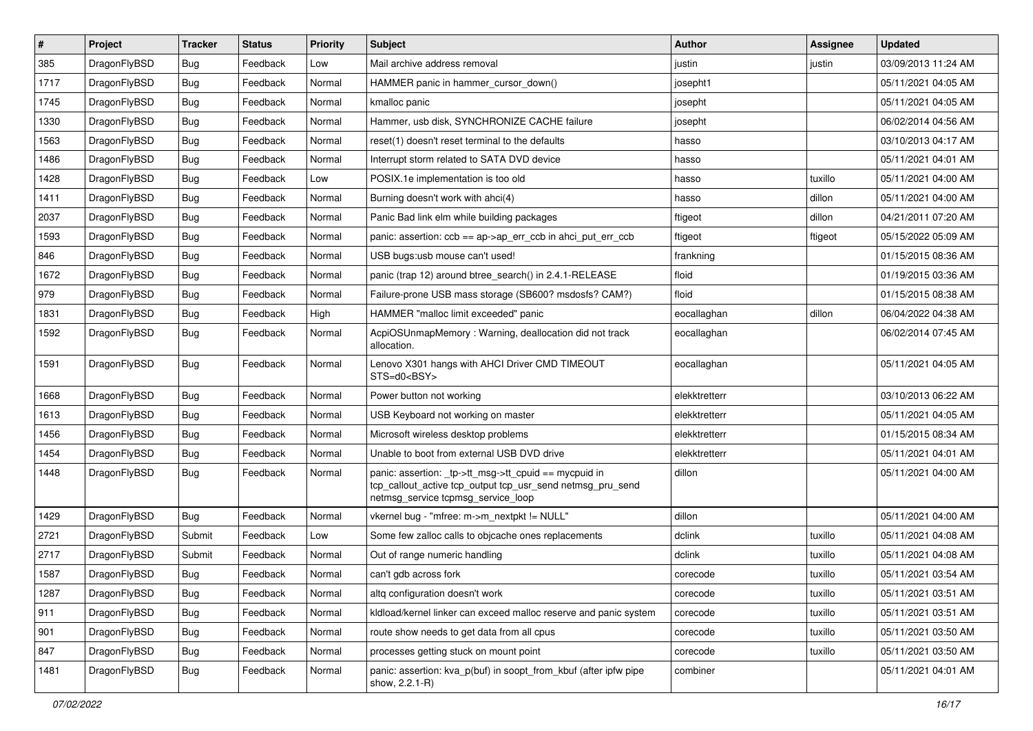| # | Project | Tracker | Status | Priority | Subject | Author | Assignee | Updated |
|---|---|---|---|---|---|---|---|---|
| 385 | DragonFlyBSD | Bug | Feedback | Low | Mail archive address removal | justin | justin | 03/09/2013 11:24 AM |
| 1717 | DragonFlyBSD | Bug | Feedback | Normal | HAMMER panic in hammer_cursor_down() | josepht1 | | 05/11/2021 04:05 AM |
| 1745 | DragonFlyBSD | Bug | Feedback | Normal | kmalloc panic | josepht | | 05/11/2021 04:05 AM |
| 1330 | DragonFlyBSD | Bug | Feedback | Normal | Hammer, usb disk, SYNCHRONIZE CACHE failure | josepht | | 06/02/2014 04:56 AM |
| 1563 | DragonFlyBSD | Bug | Feedback | Normal | reset(1) doesn't reset terminal to the defaults | hasso | | 03/10/2013 04:17 AM |
| 1486 | DragonFlyBSD | Bug | Feedback | Normal | Interrupt storm related to SATA DVD device | hasso | | 05/11/2021 04:01 AM |
| 1428 | DragonFlyBSD | Bug | Feedback | Low | POSIX.1e implementation is too old | hasso | tuxillo | 05/11/2021 04:00 AM |
| 1411 | DragonFlyBSD | Bug | Feedback | Normal | Burning doesn't work with ahci(4) | hasso | dillon | 05/11/2021 04:00 AM |
| 2037 | DragonFlyBSD | Bug | Feedback | Normal | Panic Bad link elm while building packages | ftigeot | dillon | 04/21/2011 07:20 AM |
| 1593 | DragonFlyBSD | Bug | Feedback | Normal | panic: assertion: ccb == ap->ap_err_ccb in ahci_put_err_ccb | ftigeot | ftigeot | 05/15/2022 05:09 AM |
| 846 | DragonFlyBSD | Bug | Feedback | Normal | USB bugs:usb mouse can't used! | frankning | | 01/15/2015 08:36 AM |
| 1672 | DragonFlyBSD | Bug | Feedback | Normal | panic (trap 12) around btree_search() in 2.4.1-RELEASE | floid | | 01/19/2015 03:36 AM |
| 979 | DragonFlyBSD | Bug | Feedback | Normal | Failure-prone USB mass storage (SB600? msdosfs? CAM?) | floid | | 01/15/2015 08:38 AM |
| 1831 | DragonFlyBSD | Bug | Feedback | High | HAMMER "malloc limit exceeded" panic | eocallaghan | dillon | 06/04/2022 04:38 AM |
| 1592 | DragonFlyBSD | Bug | Feedback | Normal | AcpiOSUnmapMemory : Warning, deallocation did not track allocation. | eocallaghan | | 06/02/2014 07:45 AM |
| 1591 | DragonFlyBSD | Bug | Feedback | Normal | Lenovo X301 hangs with AHCI Driver CMD TIMEOUT STS=d0<BSY> | eocallaghan | | 05/11/2021 04:05 AM |
| 1668 | DragonFlyBSD | Bug | Feedback | Normal | Power button not working | elekktretterr | | 03/10/2013 06:22 AM |
| 1613 | DragonFlyBSD | Bug | Feedback | Normal | USB Keyboard not working on master | elekktretterr | | 05/11/2021 04:05 AM |
| 1456 | DragonFlyBSD | Bug | Feedback | Normal | Microsoft wireless desktop problems | elekktretterr | | 01/15/2015 08:34 AM |
| 1454 | DragonFlyBSD | Bug | Feedback | Normal | Unable to boot from external USB DVD drive | elekktretterr | | 05/11/2021 04:01 AM |
| 1448 | DragonFlyBSD | Bug | Feedback | Normal | panic: assertion: _tp->tt_msg->tt_cpuid == mycpuid in tcp_callout_active tcp_output tcp_usr_send netmsg_pru_send netmsg_service tcpmsg_service_loop | dillon | | 05/11/2021 04:00 AM |
| 1429 | DragonFlyBSD | Bug | Feedback | Normal | vkernel bug - "mfree: m->m_nextpkt != NULL" | dillon | | 05/11/2021 04:00 AM |
| 2721 | DragonFlyBSD | Submit | Feedback | Low | Some few zalloc calls to objcache ones replacements | dclink | tuxillo | 05/11/2021 04:08 AM |
| 2717 | DragonFlyBSD | Submit | Feedback | Normal | Out of range numeric handling | dclink | tuxillo | 05/11/2021 04:08 AM |
| 1587 | DragonFlyBSD | Bug | Feedback | Normal | can't gdb across fork | corecode | tuxillo | 05/11/2021 03:54 AM |
| 1287 | DragonFlyBSD | Bug | Feedback | Normal | altq configuration doesn't work | corecode | tuxillo | 05/11/2021 03:51 AM |
| 911 | DragonFlyBSD | Bug | Feedback | Normal | kldload/kernel linker can exceed malloc reserve and panic system | corecode | tuxillo | 05/11/2021 03:51 AM |
| 901 | DragonFlyBSD | Bug | Feedback | Normal | route show needs to get data from all cpus | corecode | tuxillo | 05/11/2021 03:50 AM |
| 847 | DragonFlyBSD | Bug | Feedback | Normal | processes getting stuck on mount point | corecode | tuxillo | 05/11/2021 03:50 AM |
| 1481 | DragonFlyBSD | Bug | Feedback | Normal | panic: assertion: kva_p(buf) in soopt_from_kbuf (after ipfw pipe show, 2.2.1-R) | combiner | | 05/11/2021 04:01 AM |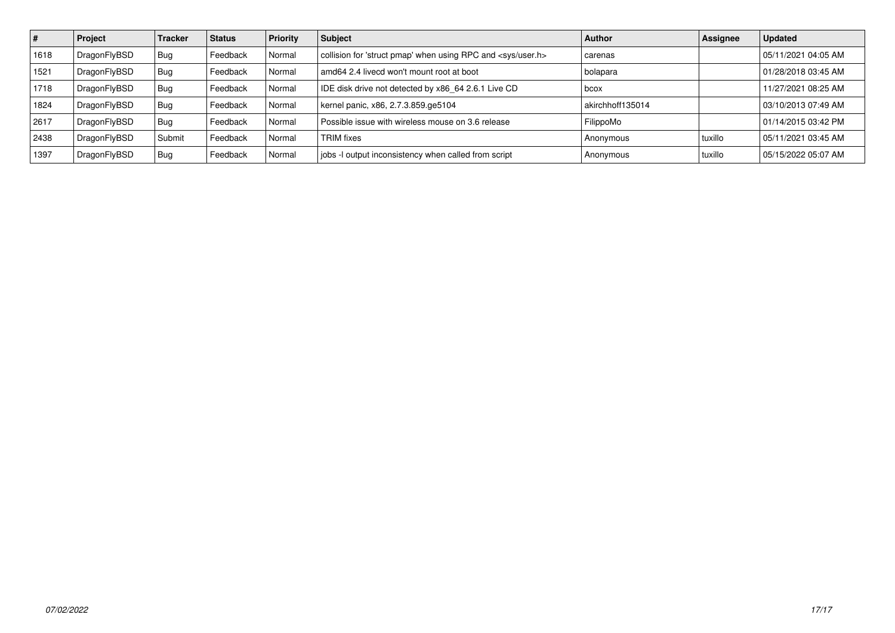| # | Project | Tracker | Status | Priority | Subject | Author | Assignee | Updated |
|---|---|---|---|---|---|---|---|---|
| 1618 | DragonFlyBSD | Bug | Feedback | Normal | collision for 'struct pmap' when using RPC and <sys/user.h> | carenas | | 05/11/2021 04:05 AM |
| 1521 | DragonFlyBSD | Bug | Feedback | Normal | amd64 2.4 livecd won't mount root at boot | bolapara | | 01/28/2018 03:45 AM |
| 1718 | DragonFlyBSD | Bug | Feedback | Normal | IDE disk drive not detected by x86_64 2.6.1 Live CD | bcox | | 11/27/2021 08:25 AM |
| 1824 | DragonFlyBSD | Bug | Feedback | Normal | kernel panic, x86, 2.7.3.859.ge5104 | akirchhoff135014 | | 03/10/2013 07:49 AM |
| 2617 | DragonFlyBSD | Bug | Feedback | Normal | Possible issue with wireless mouse on 3.6 release | FilippoMo | | 01/14/2015 03:42 PM |
| 2438 | DragonFlyBSD | Submit | Feedback | Normal | TRIM fixes | Anonymous | tuxillo | 05/11/2021 03:45 AM |
| 1397 | DragonFlyBSD | Bug | Feedback | Normal | jobs -l output inconsistency when called from script | Anonymous | tuxillo | 05/15/2022 05:07 AM |

*07/02/2022*